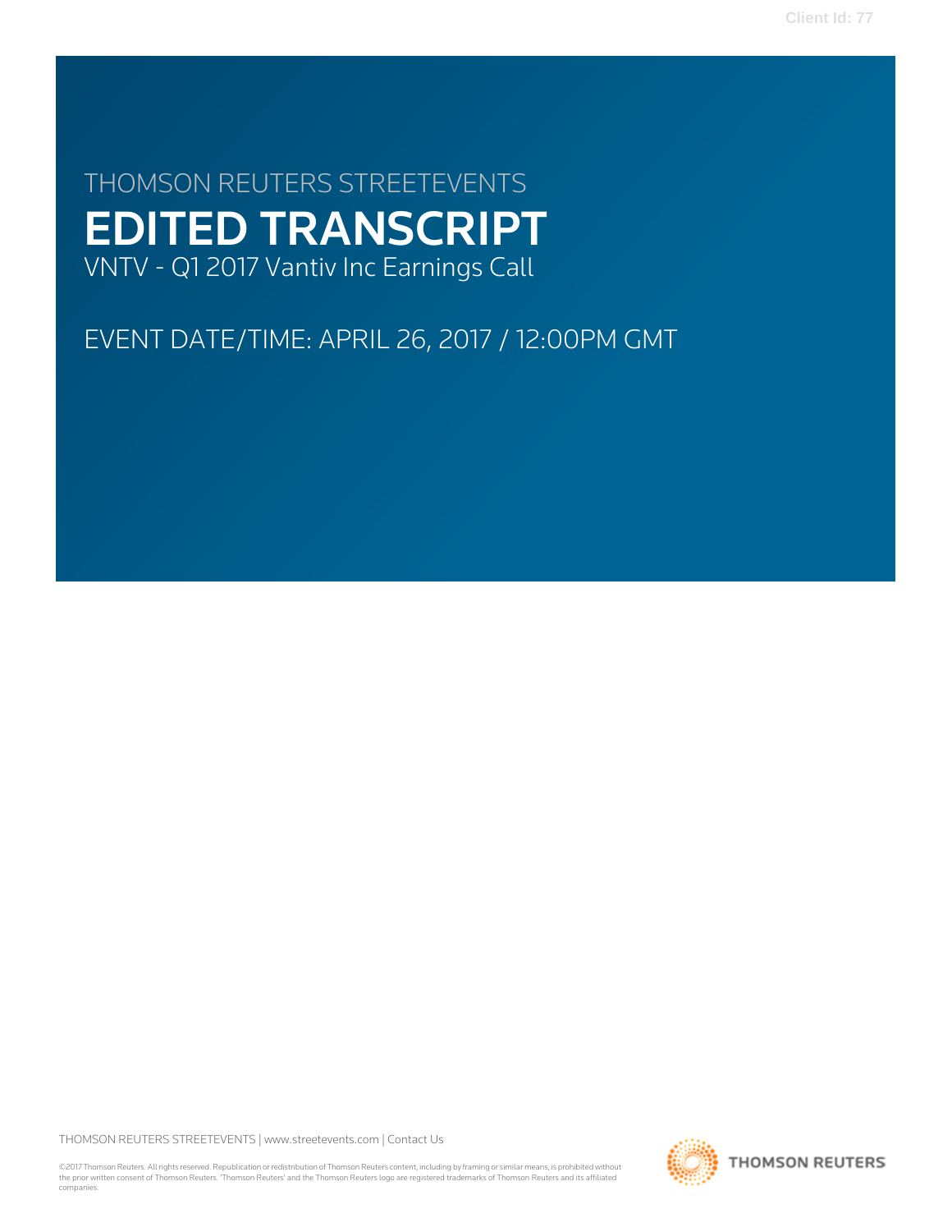THOMSON REUTERS STREETEVENTS

# EDITED TRANSCRIPT

VNTV - Q1 2017 Vantiv Inc Earnings Call

EVENT DATE/TIME: APRIL 26, 2017 / 12:00PM GMT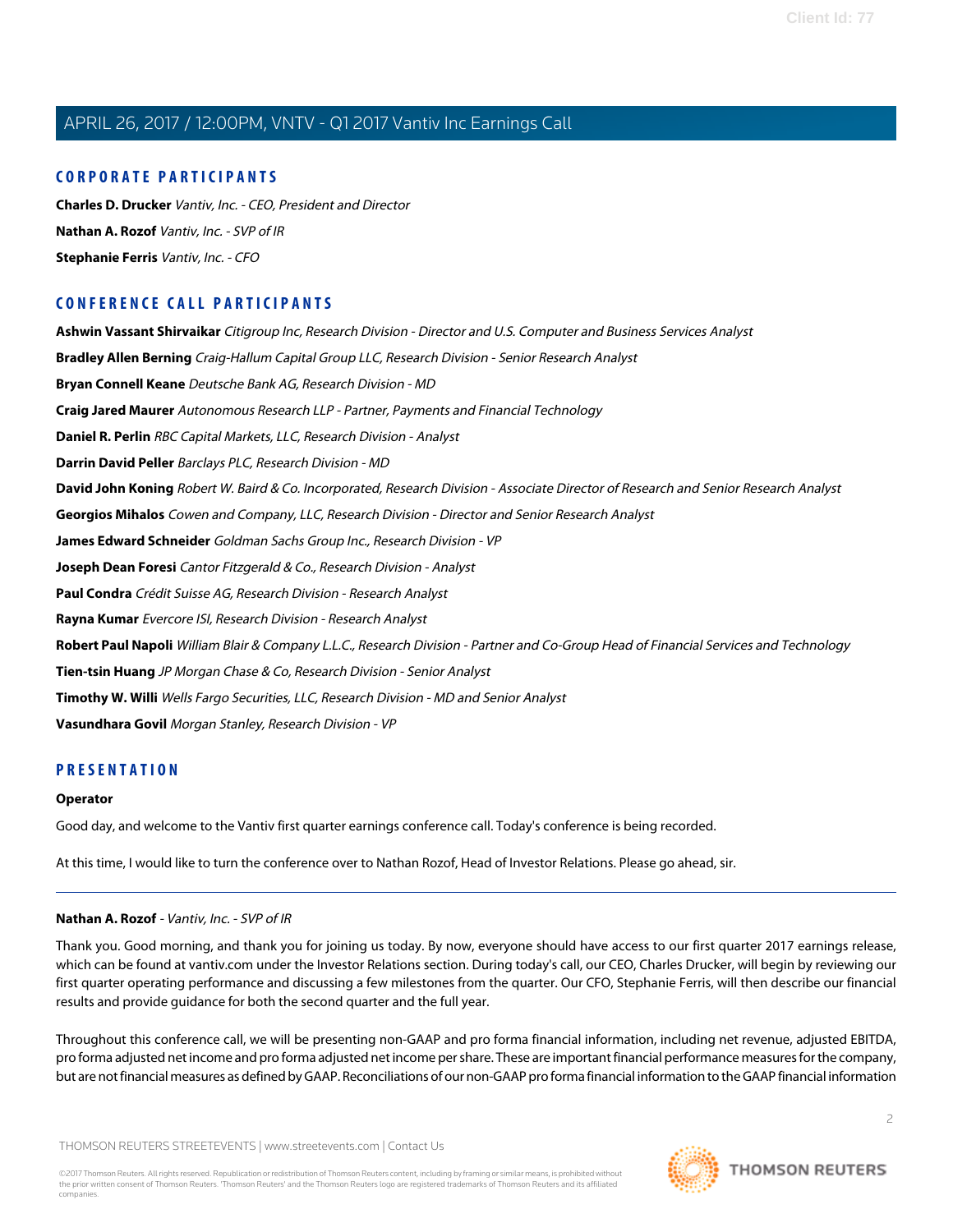## CORPORATE PARTICIPANTS

**Charles D. Drucker** *Vantiv, Inc. - CEO, President and Director*

**Nathan A. Rozof** *Vantiv, Inc. - SVP of IR*

**Stephanie Ferris** *Vantiv, Inc. - CFO*

## CONFERENCE CALL PARTICIPANTS

**Ashwin Vassant Shirvaikar** *Citigroup Inc, Research Division - Director and U.S. Computer and Business Services Analyst*

**Bradley Allen Berning** *Craig-Hallum Capital Group LLC, Research Division - Senior Research Analyst*

**Bryan Connell Keane** *Deutsche Bank AG, Research Division - MD*

**Craig Jared Maurer** *Autonomous Research LLP - Partner, Payments and Financial Technology*

**Daniel R. Perlin** *RBC Capital Markets, LLC, Research Division - Analyst*

**Darrin David Peller** *Barclays PLC, Research Division - MD*

**David John Koning** *Robert W. Baird & Co. Incorporated, Research Division - Associate Director of Research and Senior Research Analyst*

**Georgios Mihalos** *Cowen and Company, LLC, Research Division - Director and Senior Research Analyst*

**James Edward Schneider** *Goldman Sachs Group Inc., Research Division - VP*

**Joseph Dean Foresi** *Cantor Fitzgerald & Co., Research Division - Analyst*

**Paul Condra** *Crédit Suisse AG, Research Division - Research Analyst*

**Rayna Kumar** *Evercore ISI, Research Division - Research Analyst*

**Robert Paul Napoli** *William Blair & Company L.L.C., Research Division - Partner and Co-Group Head of Financial Services and Technology*

**Tien-tsin Huang** *JP Morgan Chase & Co, Research Division - Senior Analyst*

**Timothy W. Willi** *Wells Fargo Securities, LLC, Research Division - MD and Senior Analyst*

**Vasundhara Govil** *Morgan Stanley, Research Division - VP*

## PRESENTATION

**Operator**

Good day, and welcome to the Vantiv first quarter earnings conference call. Today's conference is being recorded.

At this time, I would like to turn the conference over to Nathan Rozof, Head of Investor Relations. Please go ahead, sir.

---

**Nathan A. Rozof** - *Vantiv, Inc. - SVP of IR*

Thank you. Good morning, and thank you for joining us today. By now, everyone should have access to our first quarter 2017 earnings release, which can be found at vantiv.com under the Investor Relations section. During today's call, our CEO, Charles Drucker, will begin by reviewing our first quarter operating performance and discussing a few milestones from the quarter. Our CFO, Stephanie Ferris, will then describe our financial results and provide guidance for both the second quarter and the full year.

Throughout this conference call, we will be presenting non-GAAP and pro forma financial information, including net revenue, adjusted EBITDA, pro forma adjusted net income and pro forma adjusted net income per share. These are important financial performance measures for the company, but are not financial measures as defined by GAAP. Reconciliations of our non-GAAP pro forma financial information to the GAAP financial information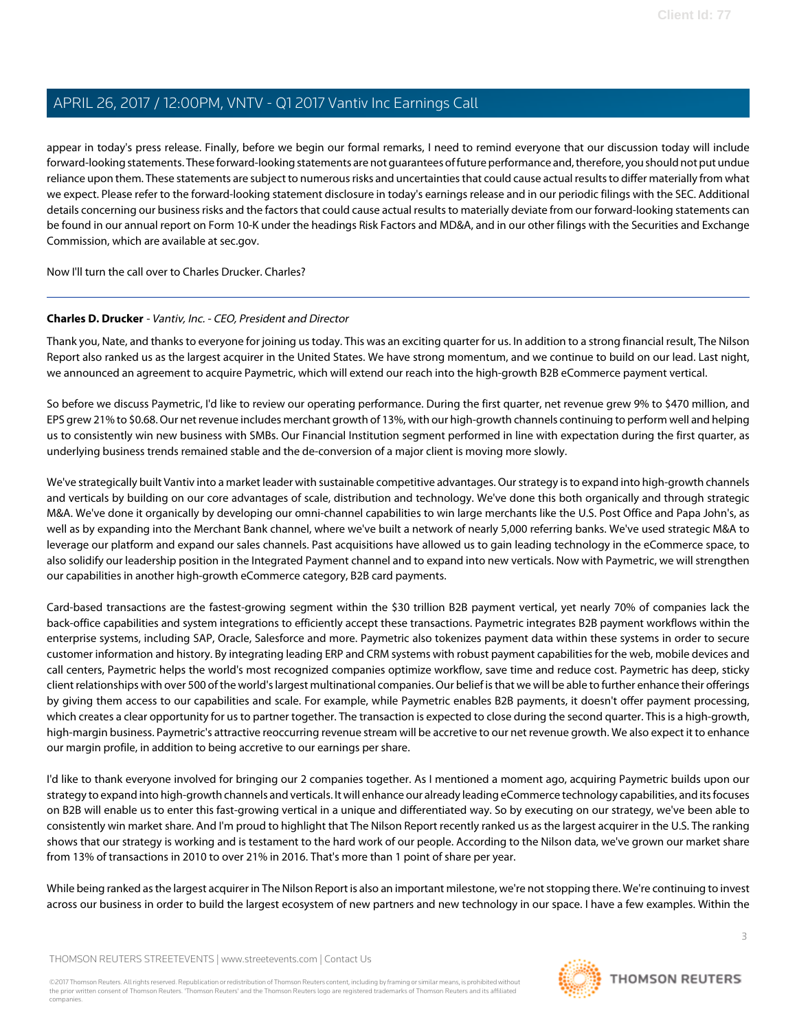appear in today's press release. Finally, before we begin our formal remarks, I need to remind everyone that our discussion today will include forward-looking statements. These forward-looking statements are not guarantees of future performance and, therefore, you should not put undue reliance upon them. These statements are subject to numerous risks and uncertainties that could cause actual results to differ materially from what we expect. Please refer to the forward-looking statement disclosure in today's earnings release and in our periodic filings with the SEC. Additional details concerning our business risks and the factors that could cause actual results to materially deviate from our forward-looking statements can be found in our annual report on Form 10-K under the headings Risk Factors and MD&A, and in our other filings with the Securities and Exchange Commission, which are available at sec.gov.

Now I'll turn the call over to Charles Drucker. Charles?

---

**Charles D. Drucker** - *Vantiv, Inc. - CEO, President and Director*

Thank you, Nate, and thanks to everyone for joining us today. This was an exciting quarter for us. In addition to a strong financial result, The Nilson Report also ranked us as the largest acquirer in the United States. We have strong momentum, and we continue to build on our lead. Last night, we announced an agreement to acquire Paymetric, which will extend our reach into the high-growth B2B eCommerce payment vertical.

So before we discuss Paymetric, I'd like to review our operating performance. During the first quarter, net revenue grew 9% to $470 million, and EPS grew 21% to $0.68. Our net revenue includes merchant growth of 13%, with our high-growth channels continuing to perform well and helping us to consistently win new business with SMBs. Our Financial Institution segment performed in line with expectation during the first quarter, as underlying business trends remained stable and the de-conversion of a major client is moving more slowly.

We've strategically built Vantiv into a market leader with sustainable competitive advantages. Our strategy is to expand into high-growth channels and verticals by building on our core advantages of scale, distribution and technology. We've done this both organically and through strategic M&A. We've done it organically by developing our omni-channel capabilities to win large merchants like the U.S. Post Office and Papa John's, as well as by expanding into the Merchant Bank channel, where we've built a network of nearly 5,000 referring banks. We've used strategic M&A to leverage our platform and expand our sales channels. Past acquisitions have allowed us to gain leading technology in the eCommerce space, to also solidify our leadership position in the Integrated Payment channel and to expand into new verticals. Now with Paymetric, we will strengthen our capabilities in another high-growth eCommerce category, B2B card payments.

Card-based transactions are the fastest-growing segment within the $30 trillion B2B payment vertical, yet nearly 70% of companies lack the back-office capabilities and system integrations to efficiently accept these transactions. Paymetric integrates B2B payment workflows within the enterprise systems, including SAP, Oracle, Salesforce and more. Paymetric also tokenizes payment data within these systems in order to secure customer information and history. By integrating leading ERP and CRM systems with robust payment capabilities for the web, mobile devices and call centers, Paymetric helps the world's most recognized companies optimize workflow, save time and reduce cost. Paymetric has deep, sticky client relationships with over 500 of the world's largest multinational companies. Our belief is that we will be able to further enhance their offerings by giving them access to our capabilities and scale. For example, while Paymetric enables B2B payments, it doesn't offer payment processing, which creates a clear opportunity for us to partner together. The transaction is expected to close during the second quarter. This is a high-growth, high-margin business. Paymetric's attractive reoccurring revenue stream will be accretive to our net revenue growth. We also expect it to enhance our margin profile, in addition to being accretive to our earnings per share.

I'd like to thank everyone involved for bringing our 2 companies together. As I mentioned a moment ago, acquiring Paymetric builds upon our strategy to expand into high-growth channels and verticals. It will enhance our already leading eCommerce technology capabilities, and its focuses on B2B will enable us to enter this fast-growing vertical in a unique and differentiated way. So by executing on our strategy, we've been able to consistently win market share. And I'm proud to highlight that The Nilson Report recently ranked us as the largest acquirer in the U.S. The ranking shows that our strategy is working and is testament to the hard work of our people. According to the Nilson data, we've grown our market share from 13% of transactions in 2010 to over 21% in 2016. That's more than 1 point of share per year.

While being ranked as the largest acquirer in The Nilson Report is also an important milestone, we're not stopping there. We're continuing to invest across our business in order to build the largest ecosystem of new partners and new technology in our space. I have a few examples. Within the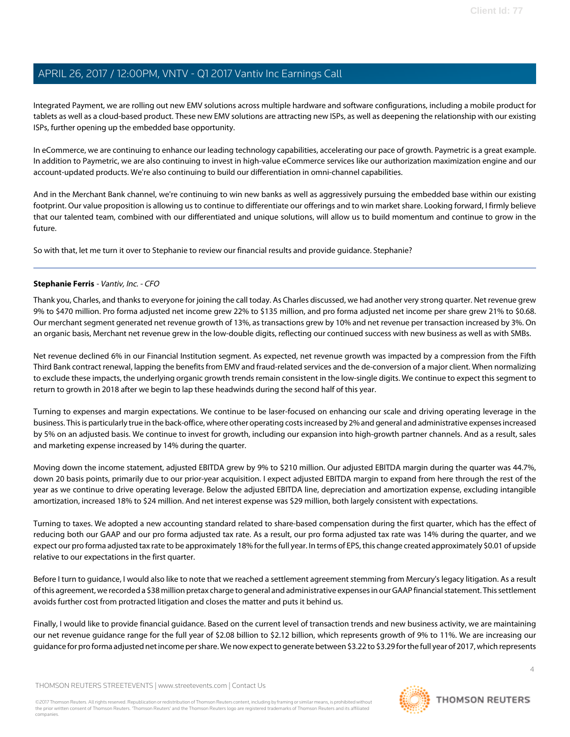Integrated Payment, we are rolling out new EMV solutions across multiple hardware and software configurations, including a mobile product for tablets as well as a cloud-based product. These new EMV solutions are attracting new ISPs, as well as deepening the relationship with our existing ISPs, further opening up the embedded base opportunity.

In eCommerce, we are continuing to enhance our leading technology capabilities, accelerating our pace of growth. Paymetric is a great example. In addition to Paymetric, we are also continuing to invest in high-value eCommerce services like our authorization maximization engine and our account-updated products. We're also continuing to build our differentiation in omni-channel capabilities.

And in the Merchant Bank channel, we're continuing to win new banks as well as aggressively pursuing the embedded base within our existing footprint. Our value proposition is allowing us to continue to differentiate our offerings and to win market share. Looking forward, I firmly believe that our talented team, combined with our differentiated and unique solutions, will allow us to build momentum and continue to grow in the future.

So with that, let me turn it over to Stephanie to review our financial results and provide guidance. Stephanie?

---

**Stephanie Ferris** - *Vantiv, Inc. - CFO*

Thank you, Charles, and thanks to everyone for joining the call today. As Charles discussed, we had another very strong quarter. Net revenue grew 9% to $470 million. Pro forma adjusted net income grew 22% to $135 million, and pro forma adjusted net income per share grew 21% to $0.68. Our merchant segment generated net revenue growth of 13%, as transactions grew by 10% and net revenue per transaction increased by 3%. On an organic basis, Merchant net revenue grew in the low-double digits, reflecting our continued success with new business as well as with SMBs.

Net revenue declined 6% in our Financial Institution segment. As expected, net revenue growth was impacted by a compression from the Fifth Third Bank contract renewal, lapping the benefits from EMV and fraud-related services and the de-conversion of a major client. When normalizing to exclude these impacts, the underlying organic growth trends remain consistent in the low-single digits. We continue to expect this segment to return to growth in 2018 after we begin to lap these headwinds during the second half of this year.

Turning to expenses and margin expectations. We continue to be laser-focused on enhancing our scale and driving operating leverage in the business. This is particularly true in the back-office, where other operating costs increased by 2% and general and administrative expenses increased by 5% on an adjusted basis. We continue to invest for growth, including our expansion into high-growth partner channels. And as a result, sales and marketing expense increased by 14% during the quarter.

Moving down the income statement, adjusted EBITDA grew by 9% to $210 million. Our adjusted EBITDA margin during the quarter was 44.7%, down 20 basis points, primarily due to our prior-year acquisition. I expect adjusted EBITDA margin to expand from here through the rest of the year as we continue to drive operating leverage. Below the adjusted EBITDA line, depreciation and amortization expense, excluding intangible amortization, increased 18% to $24 million. And net interest expense was $29 million, both largely consistent with expectations.

Turning to taxes. We adopted a new accounting standard related to share-based compensation during the first quarter, which has the effect of reducing both our GAAP and our pro forma adjusted tax rate. As a result, our pro forma adjusted tax rate was 14% during the quarter, and we expect our pro forma adjusted tax rate to be approximately 18% for the full year. In terms of EPS, this change created approximately $0.01 of upside relative to our expectations in the first quarter.

Before I turn to guidance, I would also like to note that we reached a settlement agreement stemming from Mercury's legacy litigation. As a result of this agreement, we recorded a $38 million pretax charge to general and administrative expenses in our GAAP financial statement. This settlement avoids further cost from protracted litigation and closes the matter and puts it behind us.

Finally, I would like to provide financial guidance. Based on the current level of transaction trends and new business activity, we are maintaining our net revenue guidance range for the full year of $2.08 billion to $2.12 billion, which represents growth of 9% to 11%. We are increasing our guidance for pro forma adjusted net income per share. We now expect to generate between $3.22 to $3.29 for the full year of 2017, which represents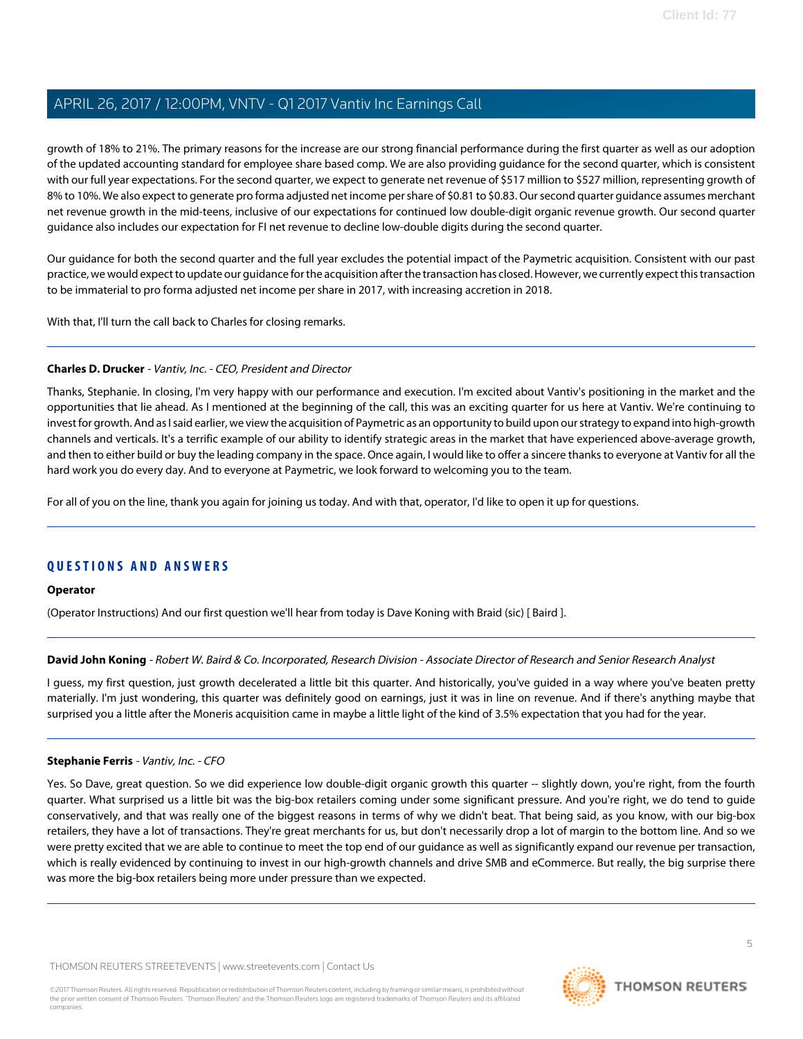growth of 18% to 21%. The primary reasons for the increase are our strong financial performance during the first quarter as well as our adoption of the updated accounting standard for employee share based comp. We are also providing guidance for the second quarter, which is consistent with our full year expectations. For the second quarter, we expect to generate net revenue of $517 million to $527 million, representing growth of 8% to 10%. We also expect to generate pro forma adjusted net income per share of $0.81 to $0.83. Our second quarter guidance assumes merchant net revenue growth in the mid-teens, inclusive of our expectations for continued low double-digit organic revenue growth. Our second quarter guidance also includes our expectation for FI net revenue to decline low-double digits during the second quarter.

Our guidance for both the second quarter and the full year excludes the potential impact of the Paymetric acquisition. Consistent with our past practice, we would expect to update our guidance for the acquisition after the transaction has closed. However, we currently expect this transaction to be immaterial to pro forma adjusted net income per share in 2017, with increasing accretion in 2018.

With that, I'll turn the call back to Charles for closing remarks.

---

**Charles D. Drucker** - *Vantiv, Inc. - CEO, President and Director*

Thanks, Stephanie. In closing, I'm very happy with our performance and execution. I'm excited about Vantiv's positioning in the market and the opportunities that lie ahead. As I mentioned at the beginning of the call, this was an exciting quarter for us here at Vantiv. We're continuing to invest for growth. And as I said earlier, we view the acquisition of Paymetric as an opportunity to build upon our strategy to expand into high-growth channels and verticals. It's a terrific example of our ability to identify strategic areas in the market that have experienced above-average growth, and then to either build or buy the leading company in the space. Once again, I would like to offer a sincere thanks to everyone at Vantiv for all the hard work you do every day. And to everyone at Paymetric, we look forward to welcoming you to the team.

For all of you on the line, thank you again for joining us today. And with that, operator, I'd like to open it up for questions.

---

## QUESTIONS AND ANSWERS

**Operator**

(Operator Instructions) And our first question we'll hear from today is Dave Koning with Braid (sic) [ Baird ].

---

**David John Koning** - *Robert W. Baird & Co. Incorporated, Research Division - Associate Director of Research and Senior Research Analyst*

I guess, my first question, just growth decelerated a little bit this quarter. And historically, you've guided in a way where you've beaten pretty materially. I'm just wondering, this quarter was definitely good on earnings, just it was in line on revenue. And if there's anything maybe that surprised you a little after the Moneris acquisition came in maybe a little light of the kind of 3.5% expectation that you had for the year.

---

**Stephanie Ferris** - *Vantiv, Inc. - CFO*

Yes. So Dave, great question. So we did experience low double-digit organic growth this quarter -- slightly down, you're right, from the fourth quarter. What surprised us a little bit was the big-box retailers coming under some significant pressure. And you're right, we do tend to guide conservatively, and that was really one of the biggest reasons in terms of why we didn't beat. That being said, as you know, with our big-box retailers, they have a lot of transactions. They're great merchants for us, but don't necessarily drop a lot of margin to the bottom line. And so we were pretty excited that we are able to continue to meet the top end of our guidance as well as significantly expand our revenue per transaction, which is really evidenced by continuing to invest in our high-growth channels and drive SMB and eCommerce. But really, the big surprise there was more the big-box retailers being more under pressure than we expected.

---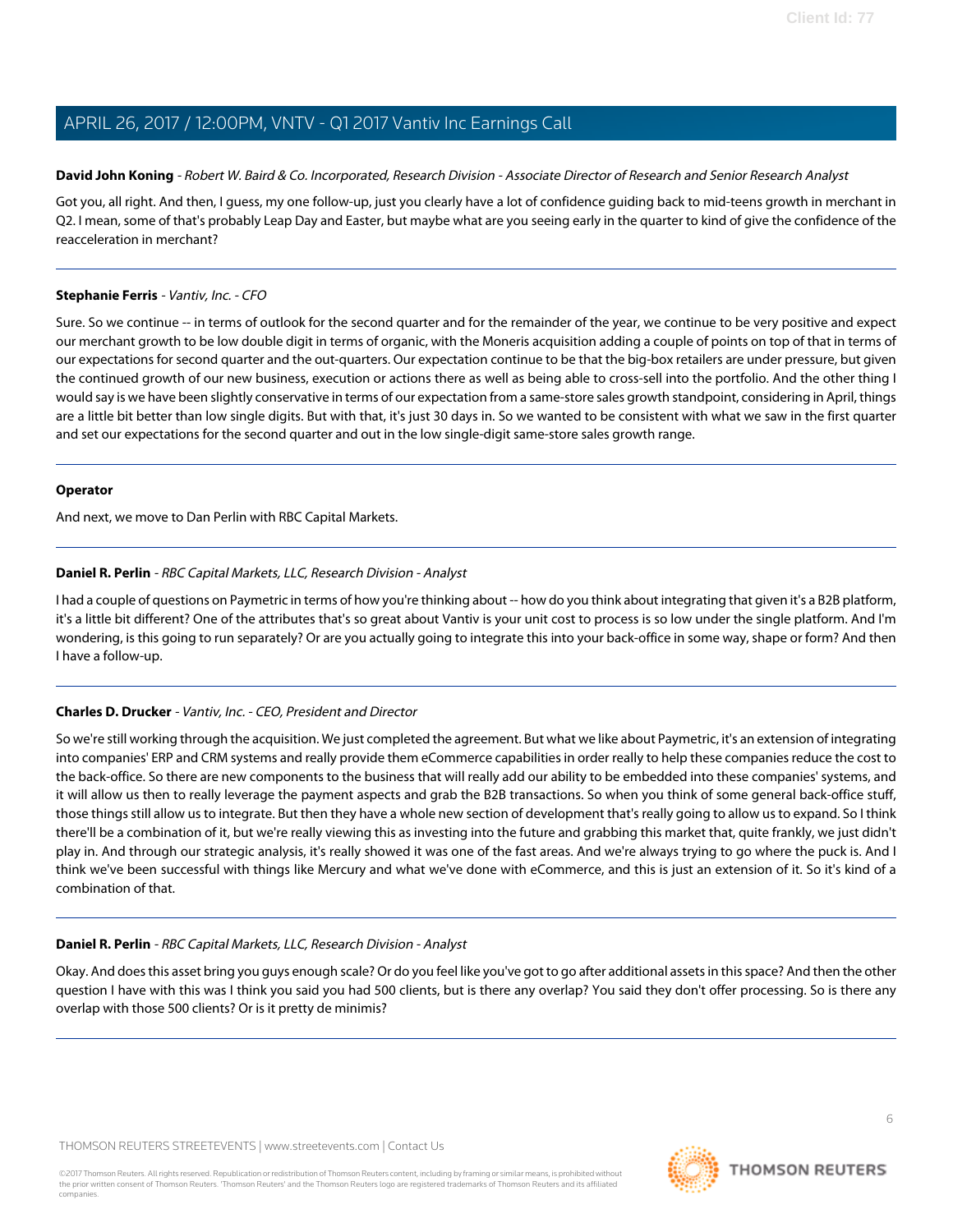**David John Koning** - *Robert W. Baird & Co. Incorporated, Research Division - Associate Director of Research and Senior Research Analyst*

Got you, all right. And then, I guess, my one follow-up, just you clearly have a lot of confidence guiding back to mid-teens growth in merchant in Q2. I mean, some of that's probably Leap Day and Easter, but maybe what are you seeing early in the quarter to kind of give the confidence of the reacceleration in merchant?

---

**Stephanie Ferris** - *Vantiv, Inc. - CFO*

Sure. So we continue -- in terms of outlook for the second quarter and for the remainder of the year, we continue to be very positive and expect our merchant growth to be low double digit in terms of organic, with the Moneris acquisition adding a couple of points on top of that in terms of our expectations for second quarter and the out-quarters. Our expectation continue to be that the big-box retailers are under pressure, but given the continued growth of our new business, execution or actions there as well as being able to cross-sell into the portfolio. And the other thing I would say is we have been slightly conservative in terms of our expectation from a same-store sales growth standpoint, considering in April, things are a little bit better than low single digits. But with that, it's just 30 days in. So we wanted to be consistent with what we saw in the first quarter and set our expectations for the second quarter and out in the low single-digit same-store sales growth range.

---

**Operator**

And next, we move to Dan Perlin with RBC Capital Markets.

---

**Daniel R. Perlin** - *RBC Capital Markets, LLC, Research Division - Analyst*

I had a couple of questions on Paymetric in terms of how you're thinking about -- how do you think about integrating that given it's a B2B platform, it's a little bit different? One of the attributes that's so great about Vantiv is your unit cost to process is so low under the single platform. And I'm wondering, is this going to run separately? Or are you actually going to integrate this into your back-office in some way, shape or form? And then I have a follow-up.

---

**Charles D. Drucker** - *Vantiv, Inc. - CEO, President and Director*

So we're still working through the acquisition. We just completed the agreement. But what we like about Paymetric, it's an extension of integrating into companies' ERP and CRM systems and really provide them eCommerce capabilities in order really to help these companies reduce the cost to the back-office. So there are new components to the business that will really add our ability to be embedded into these companies' systems, and it will allow us then to really leverage the payment aspects and grab the B2B transactions. So when you think of some general back-office stuff, those things still allow us to integrate. But then they have a whole new section of development that's really going to allow us to expand. So I think there'll be a combination of it, but we're really viewing this as investing into the future and grabbing this market that, quite frankly, we just didn't play in. And through our strategic analysis, it's really showed it was one of the fast areas. And we're always trying to go where the puck is. And I think we've been successful with things like Mercury and what we've done with eCommerce, and this is just an extension of it. So it's kind of a combination of that.

---

**Daniel R. Perlin** - *RBC Capital Markets, LLC, Research Division - Analyst*

Okay. And does this asset bring you guys enough scale? Or do you feel like you've got to go after additional assets in this space? And then the other question I have with this was I think you said you had 500 clients, but is there any overlap? You said they don't offer processing. So is there any overlap with those 500 clients? Or is it pretty de minimis?

---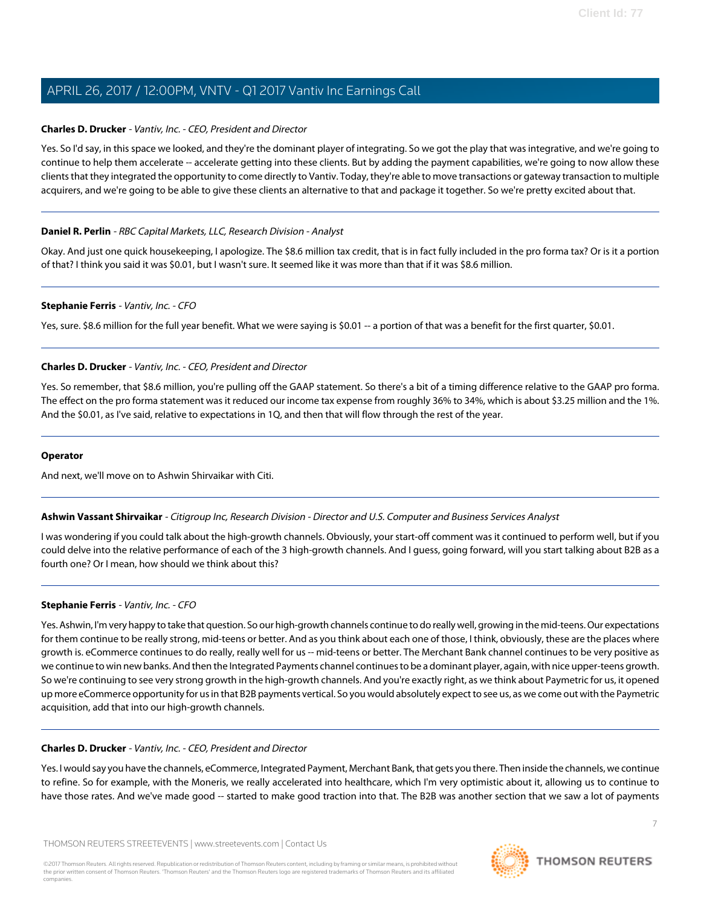**Charles D. Drucker** - *Vantiv, Inc. - CEO, President and Director*

Yes. So I'd say, in this space we looked, and they're the dominant player of integrating. So we got the play that was integrative, and we're going to continue to help them accelerate -- accelerate getting into these clients. But by adding the payment capabilities, we're going to now allow these clients that they integrated the opportunity to come directly to Vantiv. Today, they're able to move transactions or gateway transaction to multiple acquirers, and we're going to be able to give these clients an alternative to that and package it together. So we're pretty excited about that.

---

**Daniel R. Perlin** - *RBC Capital Markets, LLC, Research Division - Analyst*

Okay. And just one quick housekeeping, I apologize. The $8.6 million tax credit, that is in fact fully included in the pro forma tax? Or is it a portion of that? I think you said it was $0.01, but I wasn't sure. It seemed like it was more than that if it was $8.6 million.

---

**Stephanie Ferris** - *Vantiv, Inc. - CFO*

Yes, sure. $8.6 million for the full year benefit. What we were saying is $0.01 -- a portion of that was a benefit for the first quarter, $0.01.

---

**Charles D. Drucker** - *Vantiv, Inc. - CEO, President and Director*

Yes. So remember, that $8.6 million, you're pulling off the GAAP statement. So there's a bit of a timing difference relative to the GAAP pro forma. The effect on the pro forma statement was it reduced our income tax expense from roughly 36% to 34%, which is about $3.25 million and the 1%. And the $0.01, as I've said, relative to expectations in 1Q, and then that will flow through the rest of the year.

---

**Operator**

And next, we'll move on to Ashwin Shirvaikar with Citi.

---

**Ashwin Vassant Shirvaikar** - *Citigroup Inc, Research Division - Director and U.S. Computer and Business Services Analyst*

I was wondering if you could talk about the high-growth channels. Obviously, your start-off comment was it continued to perform well, but if you could delve into the relative performance of each of the 3 high-growth channels. And I guess, going forward, will you start talking about B2B as a fourth one? Or I mean, how should we think about this?

---

**Stephanie Ferris** - *Vantiv, Inc. - CFO*

Yes. Ashwin, I'm very happy to take that question. So our high-growth channels continue to do really well, growing in the mid-teens. Our expectations for them continue to be really strong, mid-teens or better. And as you think about each one of those, I think, obviously, these are the places where growth is. eCommerce continues to do really, really well for us -- mid-teens or better. The Merchant Bank channel continues to be very positive as we continue to win new banks. And then the Integrated Payments channel continues to be a dominant player, again, with nice upper-teens growth. So we're continuing to see very strong growth in the high-growth channels. And you're exactly right, as we think about Paymetric for us, it opened up more eCommerce opportunity for us in that B2B payments vertical. So you would absolutely expect to see us, as we come out with the Paymetric acquisition, add that into our high-growth channels.

---

**Charles D. Drucker** - *Vantiv, Inc. - CEO, President and Director*

Yes. I would say you have the channels, eCommerce, Integrated Payment, Merchant Bank, that gets you there. Then inside the channels, we continue to refine. So for example, with the Moneris, we really accelerated into healthcare, which I'm very optimistic about it, allowing us to continue to have those rates. And we've made good -- started to make good traction into that. The B2B was another section that we saw a lot of payments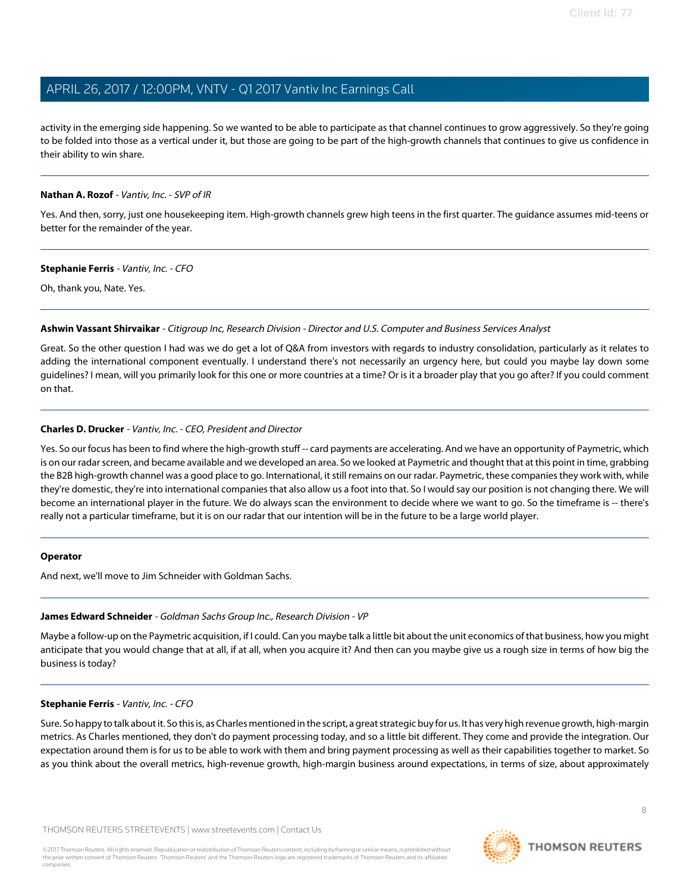activity in the emerging side happening. So we wanted to be able to participate as that channel continues to grow aggressively. So they're going to be folded into those as a vertical under it, but those are going to be part of the high-growth channels that continues to give us confidence in their ability to win share.

---

**Nathan A. Rozof** - *Vantiv, Inc. - SVP of IR*

Yes. And then, sorry, just one housekeeping item. High-growth channels grew high teens in the first quarter. The guidance assumes mid-teens or better for the remainder of the year.

---

**Stephanie Ferris** - *Vantiv, Inc. - CFO*

Oh, thank you, Nate. Yes.

---

**Ashwin Vassant Shirvaikar** - *Citigroup Inc, Research Division - Director and U.S. Computer and Business Services Analyst*

Great. So the other question I had was we do get a lot of Q&A from investors with regards to industry consolidation, particularly as it relates to adding the international component eventually. I understand there's not necessarily an urgency here, but could you maybe lay down some guidelines? I mean, will you primarily look for this one or more countries at a time? Or is it a broader play that you go after? If you could comment on that.

---

**Charles D. Drucker** - *Vantiv, Inc. - CEO, President and Director*

Yes. So our focus has been to find where the high-growth stuff -- card payments are accelerating. And we have an opportunity of Paymetric, which is on our radar screen, and became available and we developed an area. So we looked at Paymetric and thought that at this point in time, grabbing the B2B high-growth channel was a good place to go. International, it still remains on our radar. Paymetric, these companies they work with, while they're domestic, they're into international companies that also allow us a foot into that. So I would say our position is not changing there. We will become an international player in the future. We do always scan the environment to decide where we want to go. So the timeframe is -- there's really not a particular timeframe, but it is on our radar that our intention will be in the future to be a large world player.

---

**Operator**

And next, we'll move to Jim Schneider with Goldman Sachs.

---

**James Edward Schneider** - *Goldman Sachs Group Inc., Research Division - VP*

Maybe a follow-up on the Paymetric acquisition, if I could. Can you maybe talk a little bit about the unit economics of that business, how you might anticipate that you would change that at all, if at all, when you acquire it? And then can you maybe give us a rough size in terms of how big the business is today?

---

**Stephanie Ferris** - *Vantiv, Inc. - CFO*

Sure. So happy to talk about it. So this is, as Charles mentioned in the script, a great strategic buy for us. It has very high revenue growth, high-margin metrics. As Charles mentioned, they don't do payment processing today, and so a little bit different. They come and provide the integration. Our expectation around them is for us to be able to work with them and bring payment processing as well as their capabilities together to market. So as you think about the overall metrics, high-revenue growth, high-margin business around expectations, in terms of size, about approximately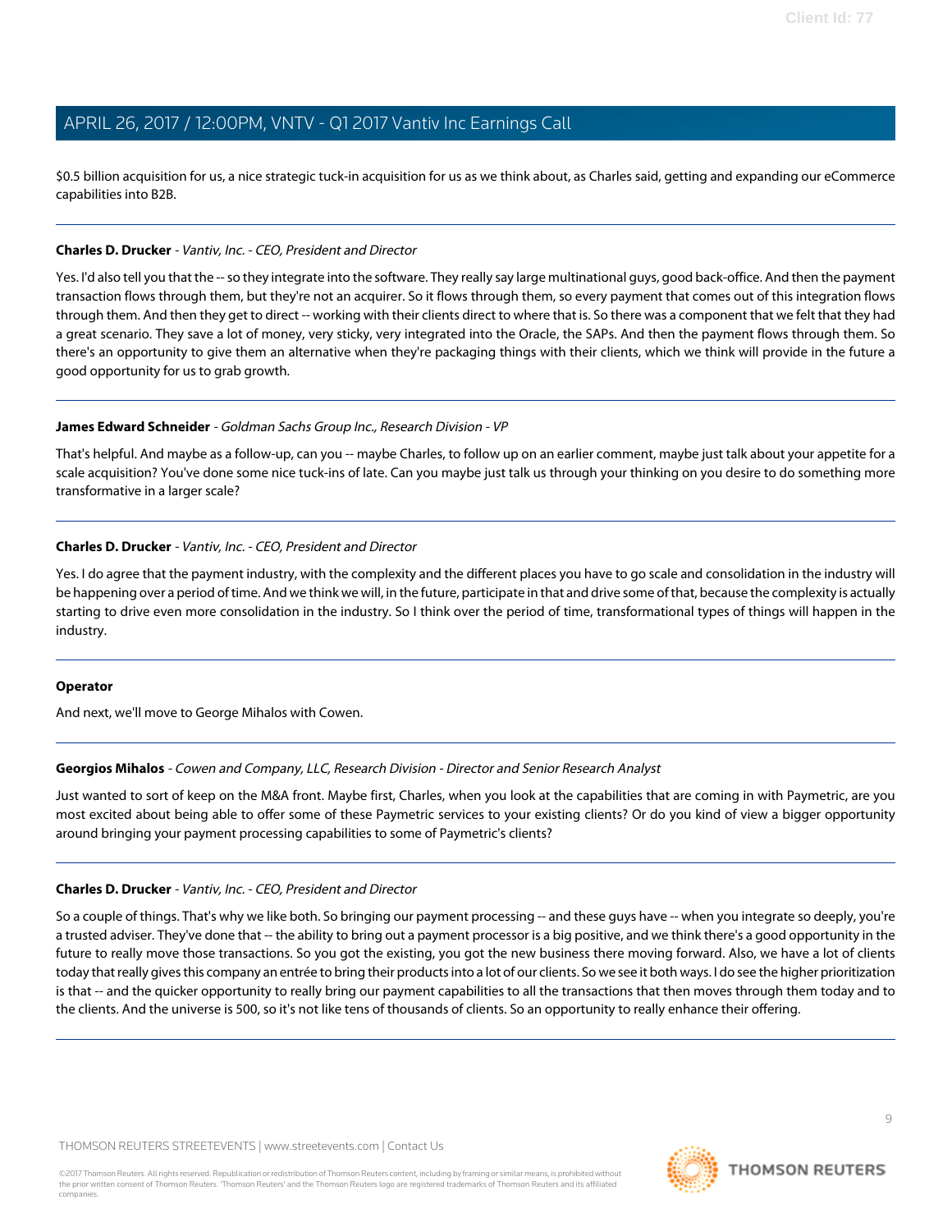$0.5 billion acquisition for us, a nice strategic tuck-in acquisition for us as we think about, as Charles said, getting and expanding our eCommerce capabilities into B2B.

---

**Charles D. Drucker** - *Vantiv, Inc. - CEO, President and Director*

Yes. I'd also tell you that the -- so they integrate into the software. They really say large multinational guys, good back-office. And then the payment transaction flows through them, but they're not an acquirer. So it flows through them, so every payment that comes out of this integration flows through them. And then they get to direct -- working with their clients direct to where that is. So there was a component that we felt that they had a great scenario. They save a lot of money, very sticky, very integrated into the Oracle, the SAPs. And then the payment flows through them. So there's an opportunity to give them an alternative when they're packaging things with their clients, which we think will provide in the future a good opportunity for us to grab growth.

---

**James Edward Schneider** - *Goldman Sachs Group Inc., Research Division - VP*

That's helpful. And maybe as a follow-up, can you -- maybe Charles, to follow up on an earlier comment, maybe just talk about your appetite for a scale acquisition? You've done some nice tuck-ins of late. Can you maybe just talk us through your thinking on you desire to do something more transformative in a larger scale?

---

**Charles D. Drucker** - *Vantiv, Inc. - CEO, President and Director*

Yes. I do agree that the payment industry, with the complexity and the different places you have to go scale and consolidation in the industry will be happening over a period of time. And we think we will, in the future, participate in that and drive some of that, because the complexity is actually starting to drive even more consolidation in the industry. So I think over the period of time, transformational types of things will happen in the industry.

---

**Operator**

And next, we'll move to George Mihalos with Cowen.

---

**Georgios Mihalos** - *Cowen and Company, LLC, Research Division - Director and Senior Research Analyst*

Just wanted to sort of keep on the M&A front. Maybe first, Charles, when you look at the capabilities that are coming in with Paymetric, are you most excited about being able to offer some of these Paymetric services to your existing clients? Or do you kind of view a bigger opportunity around bringing your payment processing capabilities to some of Paymetric's clients?

---

**Charles D. Drucker** - *Vantiv, Inc. - CEO, President and Director*

So a couple of things. That's why we like both. So bringing our payment processing -- and these guys have -- when you integrate so deeply, you're a trusted adviser. They've done that -- the ability to bring out a payment processor is a big positive, and we think there's a good opportunity in the future to really move those transactions. So you got the existing, you got the new business there moving forward. Also, we have a lot of clients today that really gives this company an entrée to bring their products into a lot of our clients. So we see it both ways. I do see the higher prioritization is that -- and the quicker opportunity to really bring our payment capabilities to all the transactions that then moves through them today and to the clients. And the universe is 500, so it's not like tens of thousands of clients. So an opportunity to really enhance their offering.

---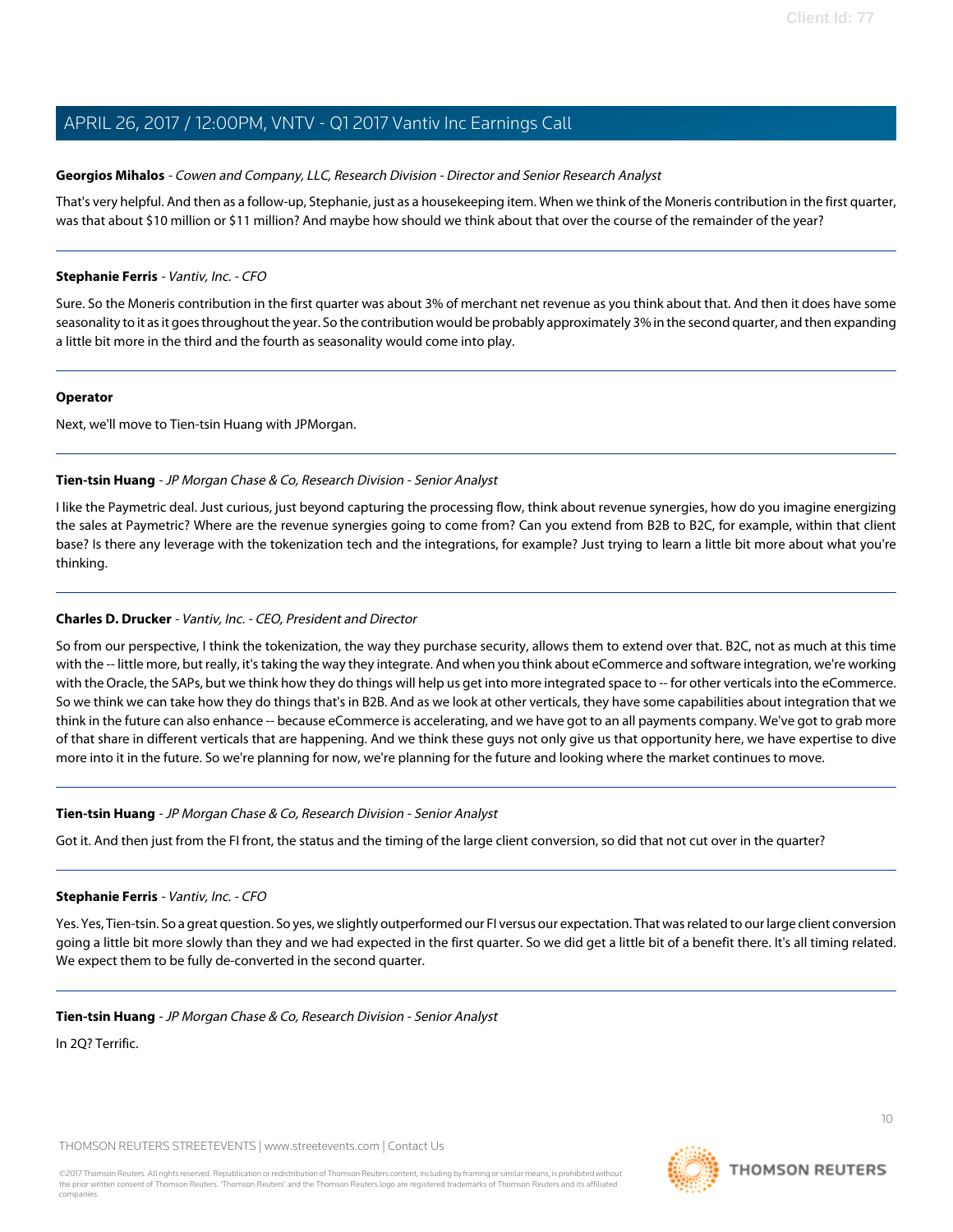**Georgios Mihalos** - *Cowen and Company, LLC, Research Division - Director and Senior Research Analyst*

That's very helpful. And then as a follow-up, Stephanie, just as a housekeeping item. When we think of the Moneris contribution in the first quarter, was that about $10 million or $11 million? And maybe how should we think about that over the course of the remainder of the year?

---

**Stephanie Ferris** - *Vantiv, Inc. - CFO*

Sure. So the Moneris contribution in the first quarter was about 3% of merchant net revenue as you think about that. And then it does have some seasonality to it as it goes throughout the year. So the contribution would be probably approximately 3% in the second quarter, and then expanding a little bit more in the third and the fourth as seasonality would come into play.

---

**Operator**

Next, we'll move to Tien-tsin Huang with JPMorgan.

---

**Tien-tsin Huang** - *JP Morgan Chase & Co, Research Division - Senior Analyst*

I like the Paymetric deal. Just curious, just beyond capturing the processing flow, think about revenue synergies, how do you imagine energizing the sales at Paymetric? Where are the revenue synergies going to come from? Can you extend from B2B to B2C, for example, within that client base? Is there any leverage with the tokenization tech and the integrations, for example? Just trying to learn a little bit more about what you're thinking.

---

**Charles D. Drucker** - *Vantiv, Inc. - CEO, President and Director*

So from our perspective, I think the tokenization, the way they purchase security, allows them to extend over that. B2C, not as much at this time with the -- little more, but really, it's taking the way they integrate. And when you think about eCommerce and software integration, we're working with the Oracle, the SAPs, but we think how they do things will help us get into more integrated space to -- for other verticals into the eCommerce. So we think we can take how they do things that's in B2B. And as we look at other verticals, they have some capabilities about integration that we think in the future can also enhance -- because eCommerce is accelerating, and we have got to an all payments company. We've got to grab more of that share in different verticals that are happening. And we think these guys not only give us that opportunity here, we have expertise to dive more into it in the future. So we're planning for now, we're planning for the future and looking where the market continues to move.

---

**Tien-tsin Huang** - *JP Morgan Chase & Co, Research Division - Senior Analyst*

Got it. And then just from the FI front, the status and the timing of the large client conversion, so did that not cut over in the quarter?

---

**Stephanie Ferris** - *Vantiv, Inc. - CFO*

Yes. Yes, Tien-tsin. So a great question. So yes, we slightly outperformed our FI versus our expectation. That was related to our large client conversion going a little bit more slowly than they and we had expected in the first quarter. So we did get a little bit of a benefit there. It's all timing related. We expect them to be fully de-converted in the second quarter.

---

**Tien-tsin Huang** - *JP Morgan Chase & Co, Research Division - Senior Analyst*

In 2Q? Terrific.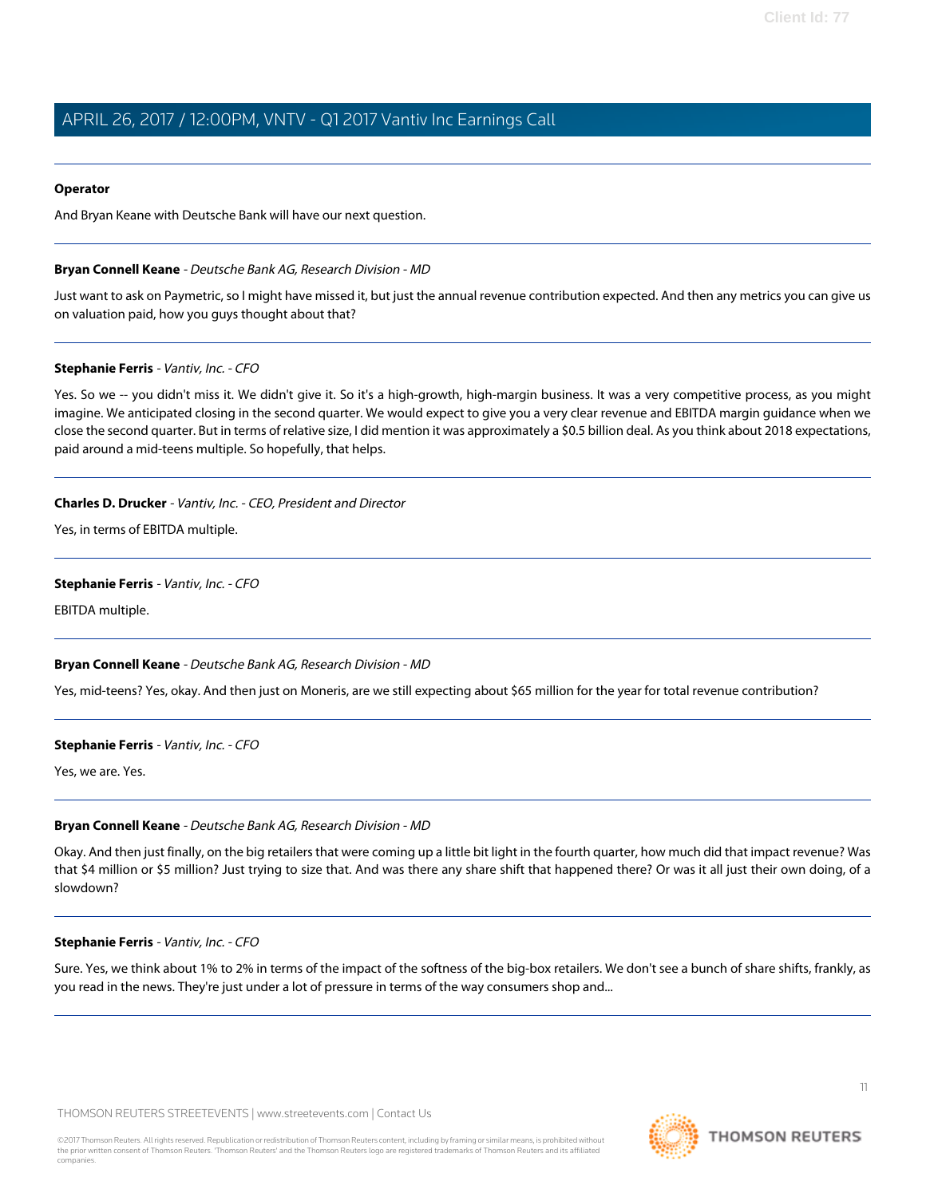**Operator**

And Bryan Keane with Deutsche Bank will have our next question.

---

**Bryan Connell Keane** - *Deutsche Bank AG, Research Division - MD*

Just want to ask on Paymetric, so I might have missed it, but just the annual revenue contribution expected. And then any metrics you can give us on valuation paid, how you guys thought about that?

---

**Stephanie Ferris** - *Vantiv, Inc. - CFO*

Yes. So we -- you didn't miss it. We didn't give it. So it's a high-growth, high-margin business. It was a very competitive process, as you might imagine. We anticipated closing in the second quarter. We would expect to give you a very clear revenue and EBITDA margin guidance when we close the second quarter. But in terms of relative size, I did mention it was approximately a $0.5 billion deal. As you think about 2018 expectations, paid around a mid-teens multiple. So hopefully, that helps.

---

**Charles D. Drucker** - *Vantiv, Inc. - CEO, President and Director*

Yes, in terms of EBITDA multiple.

---

**Stephanie Ferris** - *Vantiv, Inc. - CFO*

EBITDA multiple.

---

**Bryan Connell Keane** - *Deutsche Bank AG, Research Division - MD*

Yes, mid-teens? Yes, okay. And then just on Moneris, are we still expecting about $65 million for the year for total revenue contribution?

---

**Stephanie Ferris** - *Vantiv, Inc. - CFO*

Yes, we are. Yes.

---

**Bryan Connell Keane** - *Deutsche Bank AG, Research Division - MD*

Okay. And then just finally, on the big retailers that were coming up a little bit light in the fourth quarter, how much did that impact revenue? Was that $4 million or $5 million? Just trying to size that. And was there any share shift that happened there? Or was it all just their own doing, of a slowdown?

---

**Stephanie Ferris** - *Vantiv, Inc. - CFO*

Sure. Yes, we think about 1% to 2% in terms of the impact of the softness of the big-box retailers. We don't see a bunch of share shifts, frankly, as you read in the news. They're just under a lot of pressure in terms of the way consumers shop and...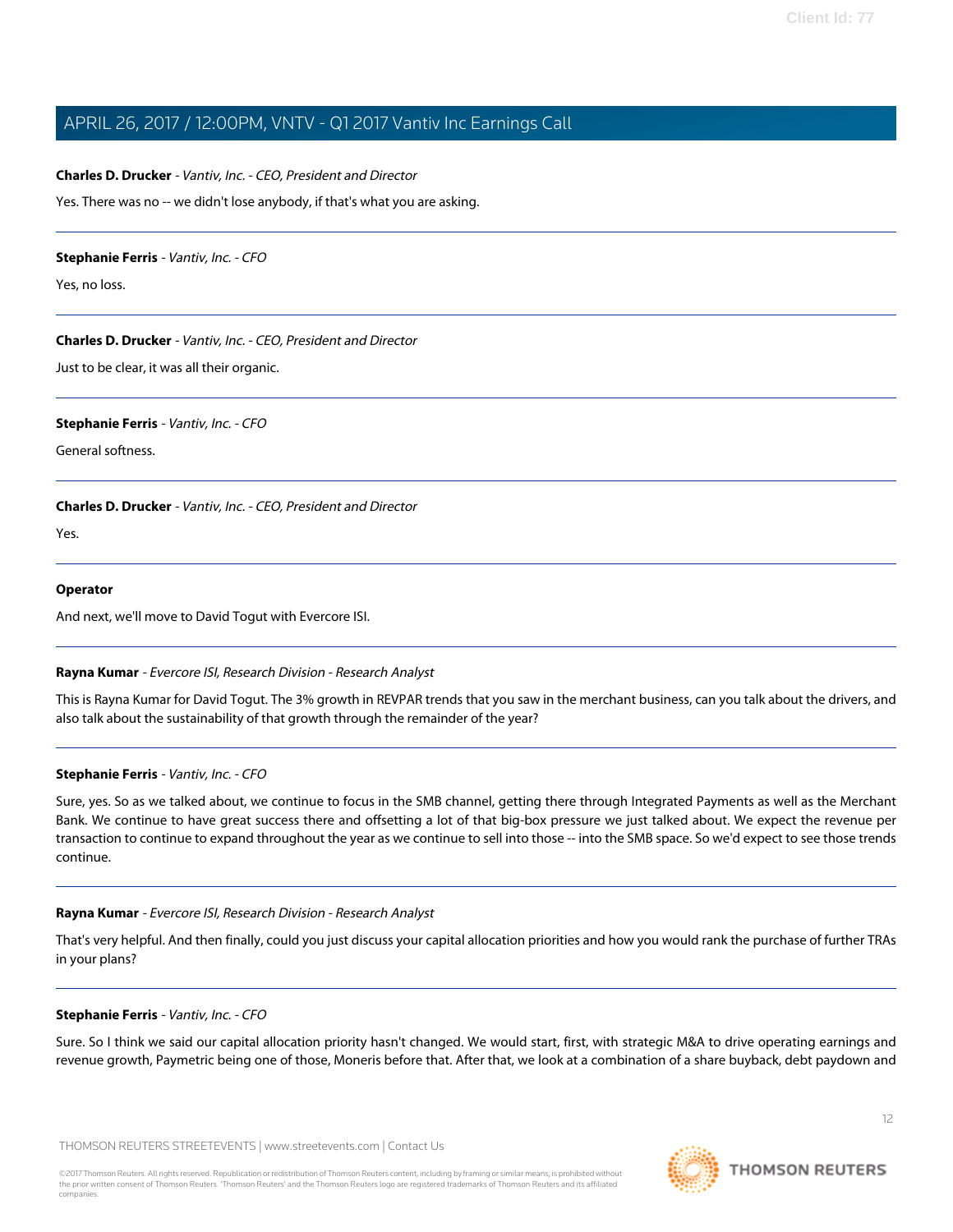**Charles D. Drucker** - *Vantiv, Inc. - CEO, President and Director*

Yes. There was no -- we didn't lose anybody, if that's what you are asking.

---

**Stephanie Ferris** - *Vantiv, Inc. - CFO*

Yes, no loss.

---

**Charles D. Drucker** - *Vantiv, Inc. - CEO, President and Director*

Just to be clear, it was all their organic.

---

**Stephanie Ferris** - *Vantiv, Inc. - CFO*

General softness.

---

**Charles D. Drucker** - *Vantiv, Inc. - CEO, President and Director*

Yes.

---

**Operator**

And next, we'll move to David Togut with Evercore ISI.

---

**Rayna Kumar** - *Evercore ISI, Research Division - Research Analyst*

This is Rayna Kumar for David Togut. The 3% growth in REVPAR trends that you saw in the merchant business, can you talk about the drivers, and also talk about the sustainability of that growth through the remainder of the year?

---

**Stephanie Ferris** - *Vantiv, Inc. - CFO*

Sure, yes. So as we talked about, we continue to focus in the SMB channel, getting there through Integrated Payments as well as the Merchant Bank. We continue to have great success there and offsetting a lot of that big-box pressure we just talked about. We expect the revenue per transaction to continue to expand throughout the year as we continue to sell into those -- into the SMB space. So we'd expect to see those trends continue.

---

**Rayna Kumar** - *Evercore ISI, Research Division - Research Analyst*

That's very helpful. And then finally, could you just discuss your capital allocation priorities and how you would rank the purchase of further TRAs in your plans?

---

**Stephanie Ferris** - *Vantiv, Inc. - CFO*

Sure. So I think we said our capital allocation priority hasn't changed. We would start, first, with strategic M&A to drive operating earnings and revenue growth, Paymetric being one of those, Moneris before that. After that, we look at a combination of a share buyback, debt paydown and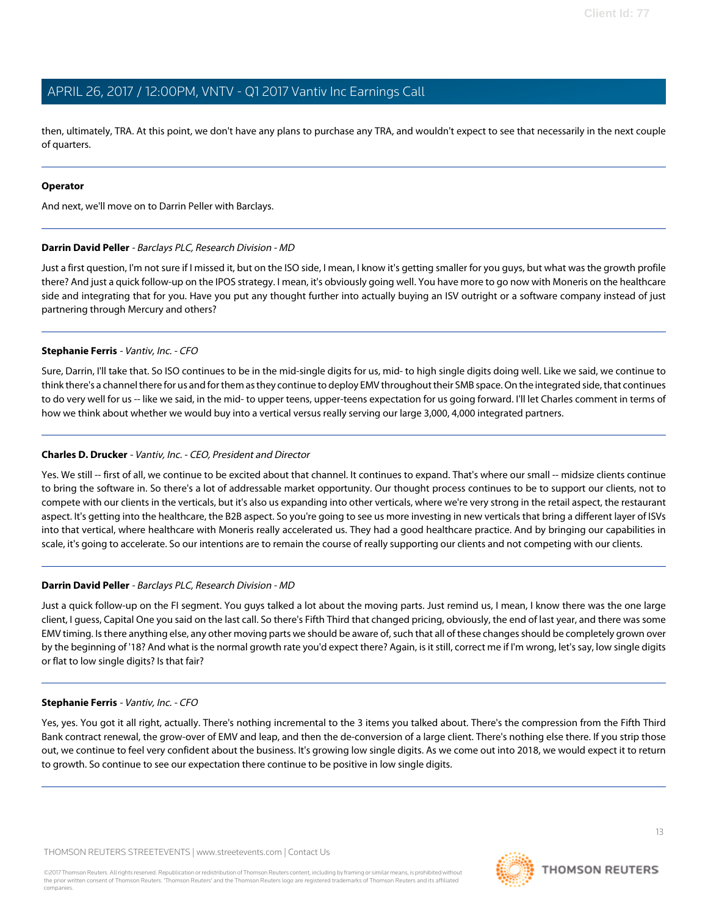then, ultimately, TRA. At this point, we don't have any plans to purchase any TRA, and wouldn't expect to see that necessarily in the next couple of quarters.

---

**Operator**

And next, we'll move on to Darrin Peller with Barclays.

---

**Darrin David Peller** - *Barclays PLC, Research Division - MD*

Just a first question, I'm not sure if I missed it, but on the ISO side, I mean, I know it's getting smaller for you guys, but what was the growth profile there? And just a quick follow-up on the IPOS strategy. I mean, it's obviously going well. You have more to go now with Moneris on the healthcare side and integrating that for you. Have you put any thought further into actually buying an ISV outright or a software company instead of just partnering through Mercury and others?

---

**Stephanie Ferris** - *Vantiv, Inc. - CFO*

Sure, Darrin, I'll take that. So ISO continues to be in the mid-single digits for us, mid- to high single digits doing well. Like we said, we continue to think there's a channel there for us and for them as they continue to deploy EMV throughout their SMB space. On the integrated side, that continues to do very well for us -- like we said, in the mid- to upper teens, upper-teens expectation for us going forward. I'll let Charles comment in terms of how we think about whether we would buy into a vertical versus really serving our large 3,000, 4,000 integrated partners.

---

**Charles D. Drucker** - *Vantiv, Inc. - CEO, President and Director*

Yes. We still -- first of all, we continue to be excited about that channel. It continues to expand. That's where our small -- midsize clients continue to bring the software in. So there's a lot of addressable market opportunity. Our thought process continues to be to support our clients, not to compete with our clients in the verticals, but it's also us expanding into other verticals, where we're very strong in the retail aspect, the restaurant aspect. It's getting into the healthcare, the B2B aspect. So you're going to see us more investing in new verticals that bring a different layer of ISVs into that vertical, where healthcare with Moneris really accelerated us. They had a good healthcare practice. And by bringing our capabilities in scale, it's going to accelerate. So our intentions are to remain the course of really supporting our clients and not competing with our clients.

---

**Darrin David Peller** - *Barclays PLC, Research Division - MD*

Just a quick follow-up on the FI segment. You guys talked a lot about the moving parts. Just remind us, I mean, I know there was the one large client, I guess, Capital One you said on the last call. So there's Fifth Third that changed pricing, obviously, the end of last year, and there was some EMV timing. Is there anything else, any other moving parts we should be aware of, such that all of these changes should be completely grown over by the beginning of '18? And what is the normal growth rate you'd expect there? Again, is it still, correct me if I'm wrong, let's say, low single digits or flat to low single digits? Is that fair?

---

**Stephanie Ferris** - *Vantiv, Inc. - CFO*

Yes, yes. You got it all right, actually. There's nothing incremental to the 3 items you talked about. There's the compression from the Fifth Third Bank contract renewal, the grow-over of EMV and leap, and then the de-conversion of a large client. There's nothing else there. If you strip those out, we continue to feel very confident about the business. It's growing low single digits. As we come out into 2018, we would expect it to return to growth. So continue to see our expectation there continue to be positive in low single digits.

---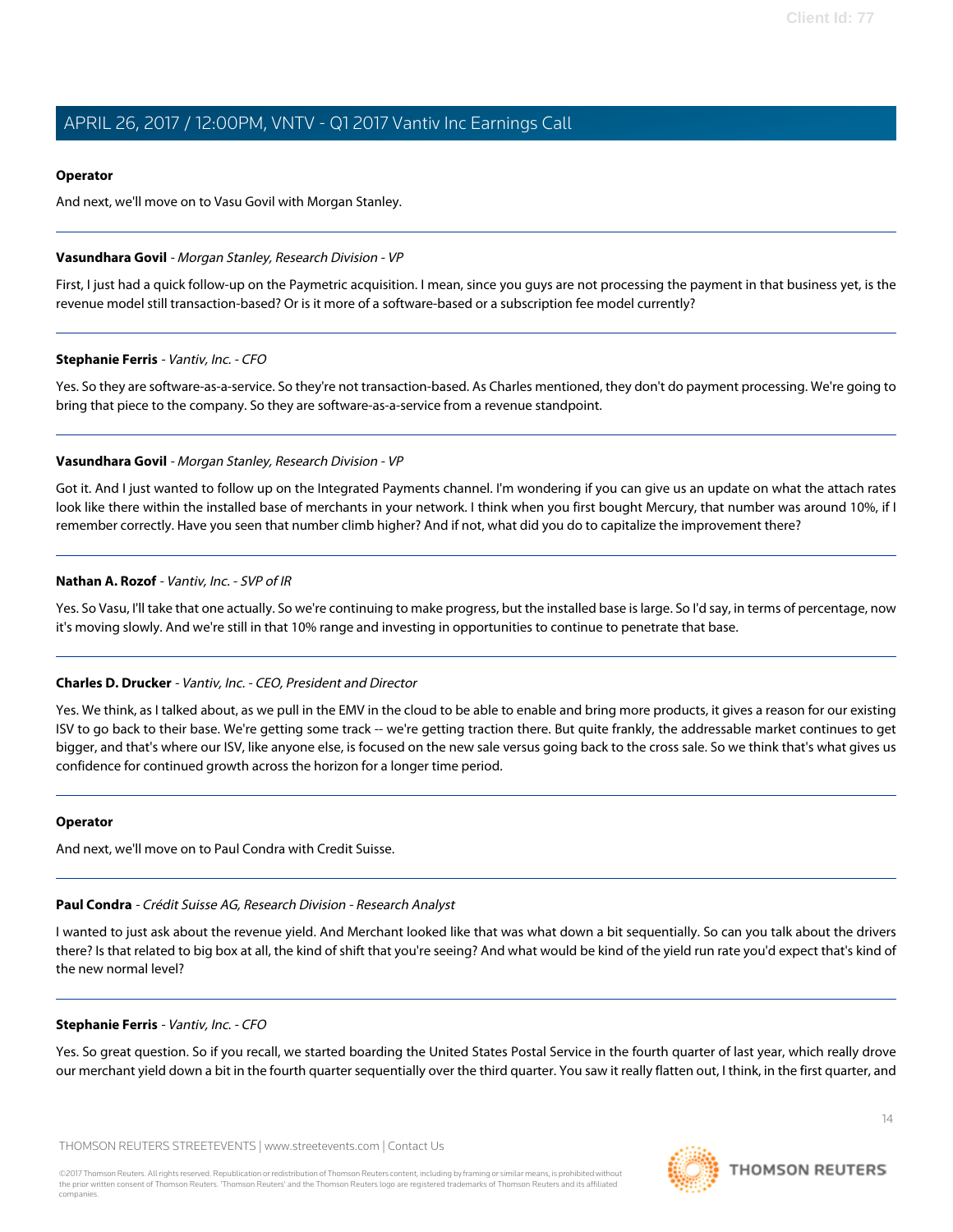**Operator**

And next, we'll move on to Vasu Govil with Morgan Stanley.

---

**Vasundhara Govil** - *Morgan Stanley, Research Division - VP*

First, I just had a quick follow-up on the Paymetric acquisition. I mean, since you guys are not processing the payment in that business yet, is the revenue model still transaction-based? Or is it more of a software-based or a subscription fee model currently?

---

**Stephanie Ferris** - *Vantiv, Inc. - CFO*

Yes. So they are software-as-a-service. So they're not transaction-based. As Charles mentioned, they don't do payment processing. We're going to bring that piece to the company. So they are software-as-a-service from a revenue standpoint.

---

**Vasundhara Govil** - *Morgan Stanley, Research Division - VP*

Got it. And I just wanted to follow up on the Integrated Payments channel. I'm wondering if you can give us an update on what the attach rates look like there within the installed base of merchants in your network. I think when you first bought Mercury, that number was around 10%, if I remember correctly. Have you seen that number climb higher? And if not, what did you do to capitalize the improvement there?

---

**Nathan A. Rozof** - *Vantiv, Inc. - SVP of IR*

Yes. So Vasu, I'll take that one actually. So we're continuing to make progress, but the installed base is large. So I'd say, in terms of percentage, now it's moving slowly. And we're still in that 10% range and investing in opportunities to continue to penetrate that base.

---

**Charles D. Drucker** - *Vantiv, Inc. - CEO, President and Director*

Yes. We think, as I talked about, as we pull in the EMV in the cloud to be able to enable and bring more products, it gives a reason for our existing ISV to go back to their base. We're getting some track -- we're getting traction there. But quite frankly, the addressable market continues to get bigger, and that's where our ISV, like anyone else, is focused on the new sale versus going back to the cross sale. So we think that's what gives us confidence for continued growth across the horizon for a longer time period.

---

**Operator**

And next, we'll move on to Paul Condra with Credit Suisse.

---

**Paul Condra** - *Crédit Suisse AG, Research Division - Research Analyst*

I wanted to just ask about the revenue yield. And Merchant looked like that was what down a bit sequentially. So can you talk about the drivers there? Is that related to big box at all, the kind of shift that you're seeing? And what would be kind of the yield run rate you'd expect that's kind of the new normal level?

---

**Stephanie Ferris** - *Vantiv, Inc. - CFO*

Yes. So great question. So if you recall, we started boarding the United States Postal Service in the fourth quarter of last year, which really drove our merchant yield down a bit in the fourth quarter sequentially over the third quarter. You saw it really flatten out, I think, in the first quarter, and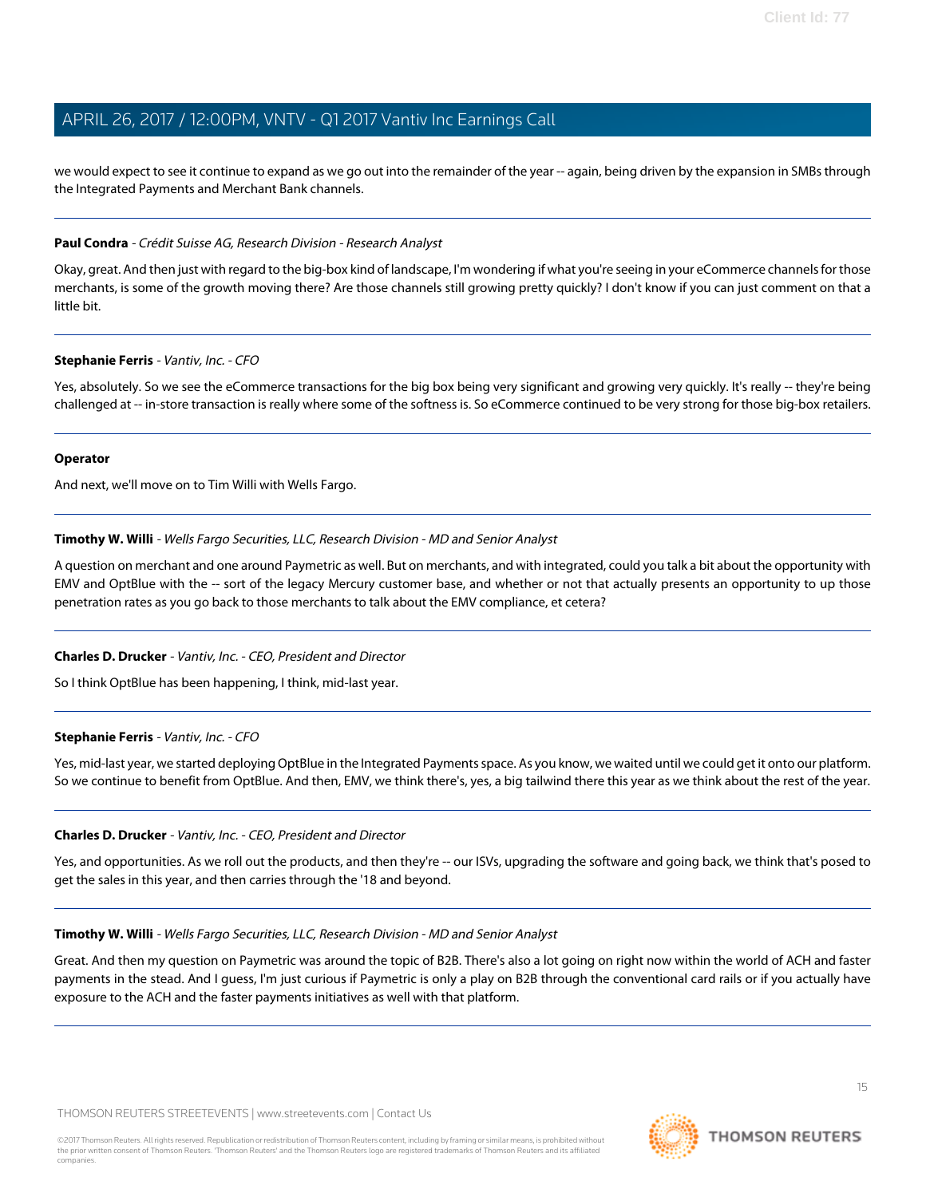we would expect to see it continue to expand as we go out into the remainder of the year -- again, being driven by the expansion in SMBs through the Integrated Payments and Merchant Bank channels.

---

**Paul Condra** - *Crédit Suisse AG, Research Division - Research Analyst*

Okay, great. And then just with regard to the big-box kind of landscape, I'm wondering if what you're seeing in your eCommerce channels for those merchants, is some of the growth moving there? Are those channels still growing pretty quickly? I don't know if you can just comment on that a little bit.

---

**Stephanie Ferris** - *Vantiv, Inc. - CFO*

Yes, absolutely. So we see the eCommerce transactions for the big box being very significant and growing very quickly. It's really -- they're being challenged at -- in-store transaction is really where some of the softness is. So eCommerce continued to be very strong for those big-box retailers.

---

**Operator**

And next, we'll move on to Tim Willi with Wells Fargo.

---

**Timothy W. Willi** - *Wells Fargo Securities, LLC, Research Division - MD and Senior Analyst*

A question on merchant and one around Paymetric as well. But on merchants, and with integrated, could you talk a bit about the opportunity with EMV and OptBlue with the -- sort of the legacy Mercury customer base, and whether or not that actually presents an opportunity to up those penetration rates as you go back to those merchants to talk about the EMV compliance, et cetera?

---

**Charles D. Drucker** - *Vantiv, Inc. - CEO, President and Director*

So I think OptBlue has been happening, I think, mid-last year.

---

**Stephanie Ferris** - *Vantiv, Inc. - CFO*

Yes, mid-last year, we started deploying OptBlue in the Integrated Payments space. As you know, we waited until we could get it onto our platform. So we continue to benefit from OptBlue. And then, EMV, we think there's, yes, a big tailwind there this year as we think about the rest of the year.

---

**Charles D. Drucker** - *Vantiv, Inc. - CEO, President and Director*

Yes, and opportunities. As we roll out the products, and then they're -- our ISVs, upgrading the software and going back, we think that's posed to get the sales in this year, and then carries through the '18 and beyond.

---

**Timothy W. Willi** - *Wells Fargo Securities, LLC, Research Division - MD and Senior Analyst*

Great. And then my question on Paymetric was around the topic of B2B. There's also a lot going on right now within the world of ACH and faster payments in the stead. And I guess, I'm just curious if Paymetric is only a play on B2B through the conventional card rails or if you actually have exposure to the ACH and the faster payments initiatives as well with that platform.

---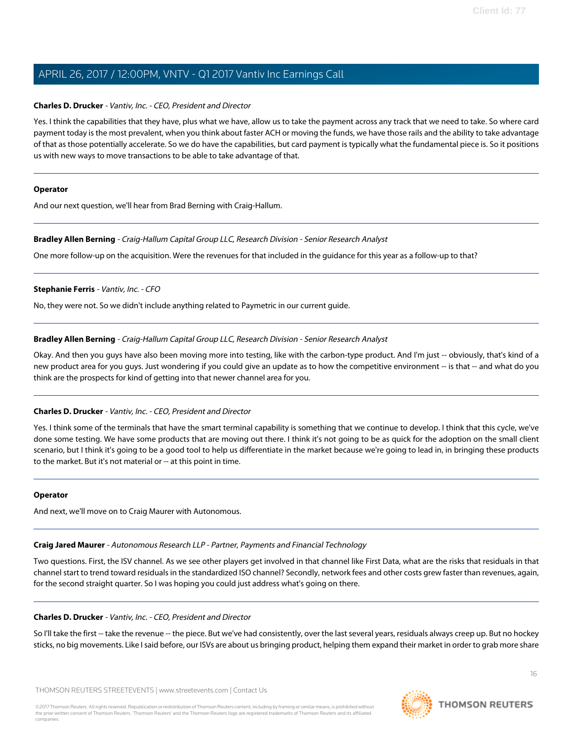**Charles D. Drucker** - *Vantiv, Inc. - CEO, President and Director*

Yes. I think the capabilities that they have, plus what we have, allow us to take the payment across any track that we need to take. So where card payment today is the most prevalent, when you think about faster ACH or moving the funds, we have those rails and the ability to take advantage of that as those potentially accelerate. So we do have the capabilities, but card payment is typically what the fundamental piece is. So it positions us with new ways to move transactions to be able to take advantage of that.

---

**Operator**

And our next question, we'll hear from Brad Berning with Craig-Hallum.

---

**Bradley Allen Berning** - *Craig-Hallum Capital Group LLC, Research Division - Senior Research Analyst*

One more follow-up on the acquisition. Were the revenues for that included in the guidance for this year as a follow-up to that?

---

**Stephanie Ferris** - *Vantiv, Inc. - CFO*

No, they were not. So we didn't include anything related to Paymetric in our current guide.

---

**Bradley Allen Berning** - *Craig-Hallum Capital Group LLC, Research Division - Senior Research Analyst*

Okay. And then you guys have also been moving more into testing, like with the carbon-type product. And I'm just -- obviously, that's kind of a new product area for you guys. Just wondering if you could give an update as to how the competitive environment -- is that -- and what do you think are the prospects for kind of getting into that newer channel area for you.

---

**Charles D. Drucker** - *Vantiv, Inc. - CEO, President and Director*

Yes. I think some of the terminals that have the smart terminal capability is something that we continue to develop. I think that this cycle, we've done some testing. We have some products that are moving out there. I think it's not going to be as quick for the adoption on the small client scenario, but I think it's going to be a good tool to help us differentiate in the market because we're going to lead in, in bringing these products to the market. But it's not material or -- at this point in time.

---

**Operator**

And next, we'll move on to Craig Maurer with Autonomous.

---

**Craig Jared Maurer** - *Autonomous Research LLP - Partner, Payments and Financial Technology*

Two questions. First, the ISV channel. As we see other players get involved in that channel like First Data, what are the risks that residuals in that channel start to trend toward residuals in the standardized ISO channel? Secondly, network fees and other costs grew faster than revenues, again, for the second straight quarter. So I was hoping you could just address what's going on there.

---

**Charles D. Drucker** - *Vantiv, Inc. - CEO, President and Director*

So I'll take the first -- take the revenue -- the piece. But we've had consistently, over the last several years, residuals always creep up. But no hockey sticks, no big movements. Like I said before, our ISVs are about us bringing product, helping them expand their market in order to grab more share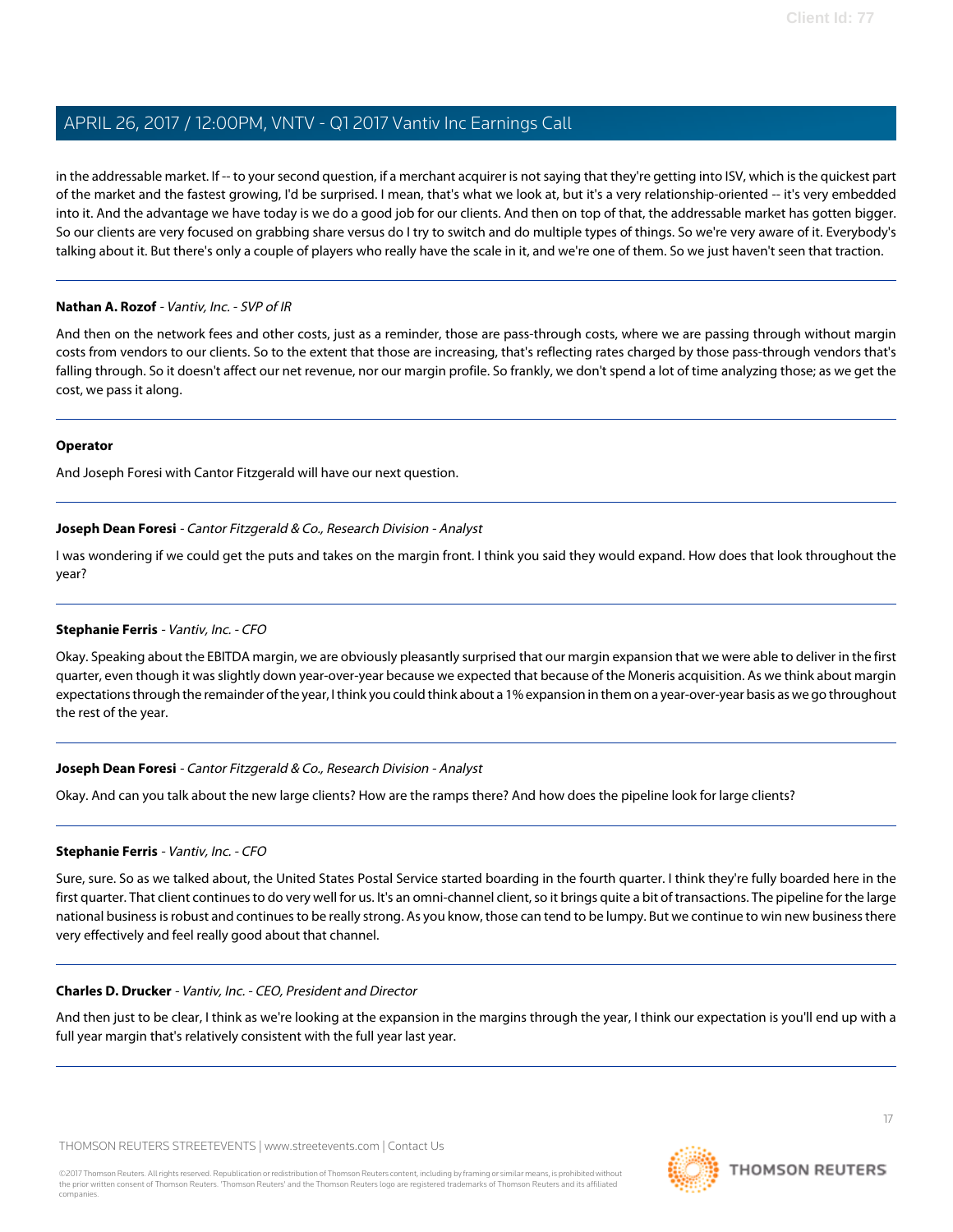in the addressable market. If -- to your second question, if a merchant acquirer is not saying that they're getting into ISV, which is the quickest part of the market and the fastest growing, I'd be surprised. I mean, that's what we look at, but it's a very relationship-oriented -- it's very embedded into it. And the advantage we have today is we do a good job for our clients. And then on top of that, the addressable market has gotten bigger. So our clients are very focused on grabbing share versus do I try to switch and do multiple types of things. So we're very aware of it. Everybody's talking about it. But there's only a couple of players who really have the scale in it, and we're one of them. So we just haven't seen that traction.

---

**Nathan A. Rozof** - *Vantiv, Inc. - SVP of IR*

And then on the network fees and other costs, just as a reminder, those are pass-through costs, where we are passing through without margin costs from vendors to our clients. So to the extent that those are increasing, that's reflecting rates charged by those pass-through vendors that's falling through. So it doesn't affect our net revenue, nor our margin profile. So frankly, we don't spend a lot of time analyzing those; as we get the cost, we pass it along.

---

**Operator**

And Joseph Foresi with Cantor Fitzgerald will have our next question.

---

**Joseph Dean Foresi** - *Cantor Fitzgerald & Co., Research Division - Analyst*

I was wondering if we could get the puts and takes on the margin front. I think you said they would expand. How does that look throughout the year?

---

**Stephanie Ferris** - *Vantiv, Inc. - CFO*

Okay. Speaking about the EBITDA margin, we are obviously pleasantly surprised that our margin expansion that we were able to deliver in the first quarter, even though it was slightly down year-over-year because we expected that because of the Moneris acquisition. As we think about margin expectations through the remainder of the year, I think you could think about a 1% expansion in them on a year-over-year basis as we go throughout the rest of the year.

---

**Joseph Dean Foresi** - *Cantor Fitzgerald & Co., Research Division - Analyst*

Okay. And can you talk about the new large clients? How are the ramps there? And how does the pipeline look for large clients?

---

**Stephanie Ferris** - *Vantiv, Inc. - CFO*

Sure, sure. So as we talked about, the United States Postal Service started boarding in the fourth quarter. I think they're fully boarded here in the first quarter. That client continues to do very well for us. It's an omni-channel client, so it brings quite a bit of transactions. The pipeline for the large national business is robust and continues to be really strong. As you know, those can tend to be lumpy. But we continue to win new business there very effectively and feel really good about that channel.

---

**Charles D. Drucker** - *Vantiv, Inc. - CEO, President and Director*

And then just to be clear, I think as we're looking at the expansion in the margins through the year, I think our expectation is you'll end up with a full year margin that's relatively consistent with the full year last year.

---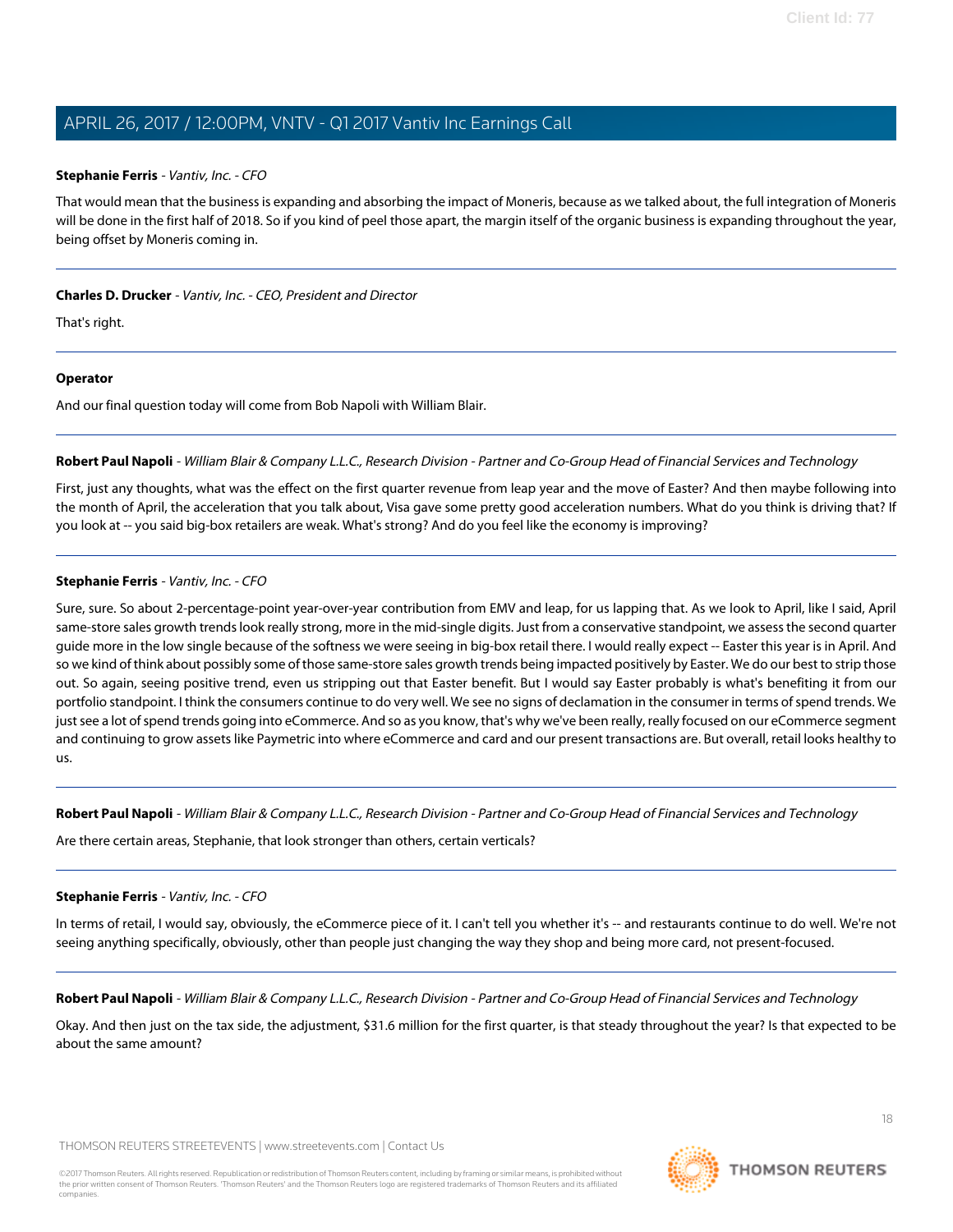**Stephanie Ferris** - *Vantiv, Inc. - CFO*

That would mean that the business is expanding and absorbing the impact of Moneris, because as we talked about, the full integration of Moneris will be done in the first half of 2018. So if you kind of peel those apart, the margin itself of the organic business is expanding throughout the year, being offset by Moneris coming in.

---

**Charles D. Drucker** - *Vantiv, Inc. - CEO, President and Director*

That's right.

---

**Operator**

And our final question today will come from Bob Napoli with William Blair.

---

**Robert Paul Napoli** - *William Blair & Company L.L.C., Research Division - Partner and Co-Group Head of Financial Services and Technology*

First, just any thoughts, what was the effect on the first quarter revenue from leap year and the move of Easter? And then maybe following into the month of April, the acceleration that you talk about, Visa gave some pretty good acceleration numbers. What do you think is driving that? If you look at -- you said big-box retailers are weak. What's strong? And do you feel like the economy is improving?

---

**Stephanie Ferris** - *Vantiv, Inc. - CFO*

Sure, sure. So about 2-percentage-point year-over-year contribution from EMV and leap, for us lapping that. As we look to April, like I said, April same-store sales growth trends look really strong, more in the mid-single digits. Just from a conservative standpoint, we assess the second quarter guide more in the low single because of the softness we were seeing in big-box retail there. I would really expect -- Easter this year is in April. And so we kind of think about possibly some of those same-store sales growth trends being impacted positively by Easter. We do our best to strip those out. So again, seeing positive trend, even us stripping out that Easter benefit. But I would say Easter probably is what's benefiting it from our portfolio standpoint. I think the consumers continue to do very well. We see no signs of declamation in the consumer in terms of spend trends. We just see a lot of spend trends going into eCommerce. And so as you know, that's why we've been really, really focused on our eCommerce segment and continuing to grow assets like Paymetric into where eCommerce and card and our present transactions are. But overall, retail looks healthy to us.

---

**Robert Paul Napoli** - *William Blair & Company L.L.C., Research Division - Partner and Co-Group Head of Financial Services and Technology*

Are there certain areas, Stephanie, that look stronger than others, certain verticals?

---

**Stephanie Ferris** - *Vantiv, Inc. - CFO*

In terms of retail, I would say, obviously, the eCommerce piece of it. I can't tell you whether it's -- and restaurants continue to do well. We're not seeing anything specifically, obviously, other than people just changing the way they shop and being more card, not present-focused.

---

**Robert Paul Napoli** - *William Blair & Company L.L.C., Research Division - Partner and Co-Group Head of Financial Services and Technology*

Okay. And then just on the tax side, the adjustment, $31.6 million for the first quarter, is that steady throughout the year? Is that expected to be about the same amount?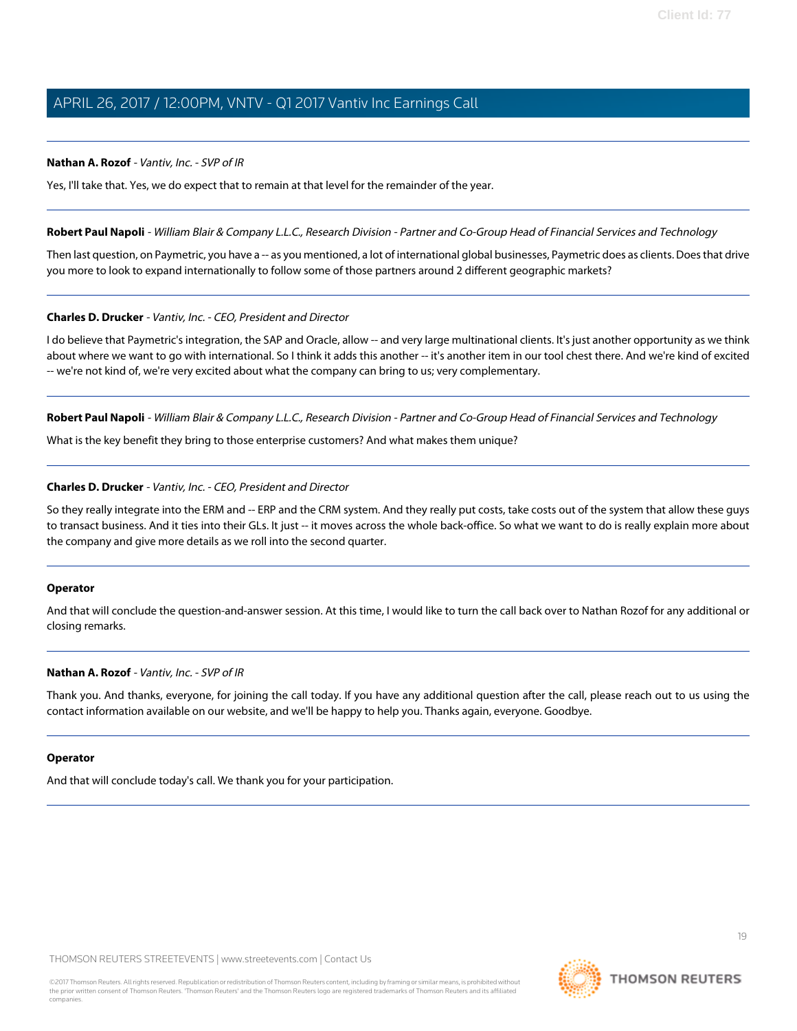**Nathan A. Rozof** - *Vantiv, Inc. - SVP of IR*

Yes, I'll take that. Yes, we do expect that to remain at that level for the remainder of the year.

---

**Robert Paul Napoli** - *William Blair & Company L.L.C., Research Division - Partner and Co-Group Head of Financial Services and Technology*

Then last question, on Paymetric, you have a -- as you mentioned, a lot of international global businesses, Paymetric does as clients. Does that drive you more to look to expand internationally to follow some of those partners around 2 different geographic markets?

---

**Charles D. Drucker** - *Vantiv, Inc. - CEO, President and Director*

I do believe that Paymetric's integration, the SAP and Oracle, allow -- and very large multinational clients. It's just another opportunity as we think about where we want to go with international. So I think it adds this another -- it's another item in our tool chest there. And we're kind of excited -- we're not kind of, we're very excited about what the company can bring to us; very complementary.

---

**Robert Paul Napoli** - *William Blair & Company L.L.C., Research Division - Partner and Co-Group Head of Financial Services and Technology*

What is the key benefit they bring to those enterprise customers? And what makes them unique?

---

**Charles D. Drucker** - *Vantiv, Inc. - CEO, President and Director*

So they really integrate into the ERM and -- ERP and the CRM system. And they really put costs, take costs out of the system that allow these guys to transact business. And it ties into their GLs. It just -- it moves across the whole back-office. So what we want to do is really explain more about the company and give more details as we roll into the second quarter.

---

**Operator**

And that will conclude the question-and-answer session. At this time, I would like to turn the call back over to Nathan Rozof for any additional or closing remarks.

---

**Nathan A. Rozof** - *Vantiv, Inc. - SVP of IR*

Thank you. And thanks, everyone, for joining the call today. If you have any additional question after the call, please reach out to us using the contact information available on our website, and we'll be happy to help you. Thanks again, everyone. Goodbye.

---

**Operator**

And that will conclude today's call. We thank you for your participation.

---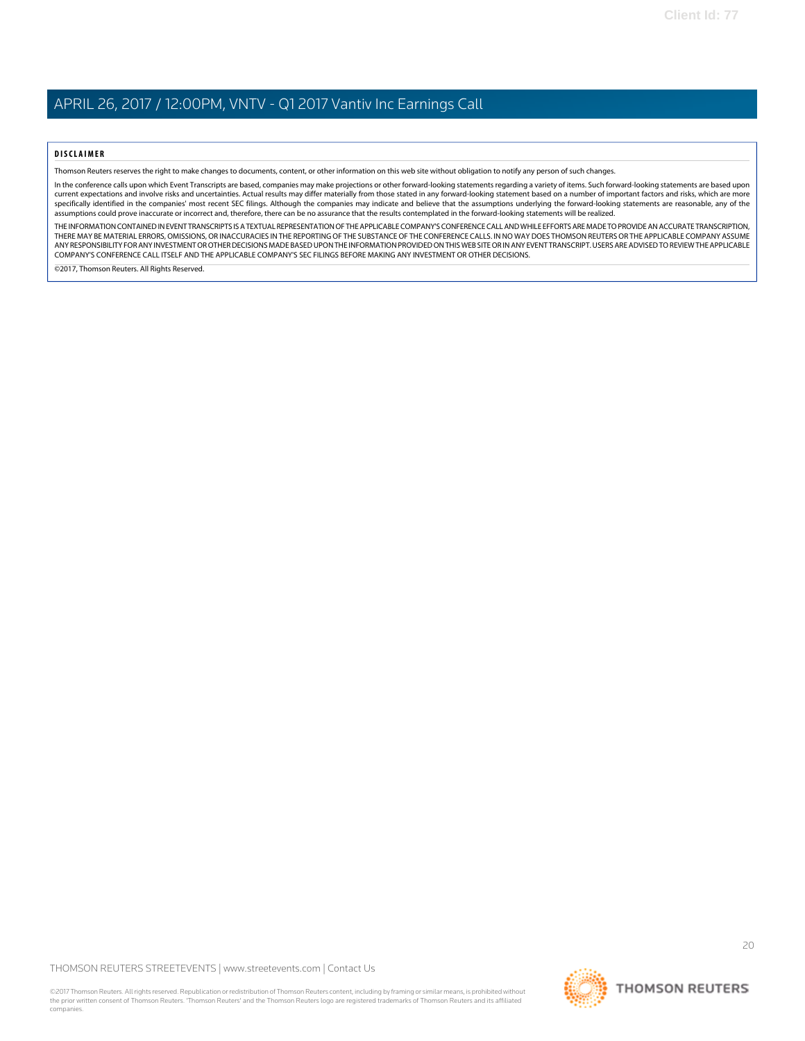**DISCLAIMER**

Thomson Reuters reserves the right to make changes to documents, content, or other information on this web site without obligation to notify any person of such changes.

In the conference calls upon which Event Transcripts are based, companies may make projections or other forward-looking statements regarding a variety of items. Such forward-looking statements are based upon current expectations and involve risks and uncertainties. Actual results may differ materially from those stated in any forward-looking statement based on a number of important factors and risks, which are more specifically identified in the companies' most recent SEC filings. Although the companies may indicate and believe that the assumptions underlying the forward-looking statements are reasonable, any of the assumptions could prove inaccurate or incorrect and, therefore, there can be no assurance that the results contemplated in the forward-looking statements will be realized.

THE INFORMATION CONTAINED IN EVENT TRANSCRIPTS IS A TEXTUAL REPRESENTATION OF THE APPLICABLE COMPANY'S CONFERENCE CALL AND WHILE EFFORTS ARE MADE TO PROVIDE AN ACCURATE TRANSCRIPTION, THERE MAY BE MATERIAL ERRORS, OMISSIONS, OR INACCURACIES IN THE REPORTING OF THE SUBSTANCE OF THE CONFERENCE CALLS. IN NO WAY DOES THOMSON REUTERS OR THE APPLICABLE COMPANY ASSUME ANY RESPONSIBILITY FOR ANY INVESTMENT OR OTHER DECISIONS MADE BASED UPON THE INFORMATION PROVIDED ON THIS WEB SITE OR IN ANY EVENT TRANSCRIPT. USERS ARE ADVISED TO REVIEW THE APPLICABLE COMPANY'S CONFERENCE CALL ITSELF AND THE APPLICABLE COMPANY'S SEC FILINGS BEFORE MAKING ANY INVESTMENT OR OTHER DECISIONS.

©2017, Thomson Reuters. All Rights Reserved.